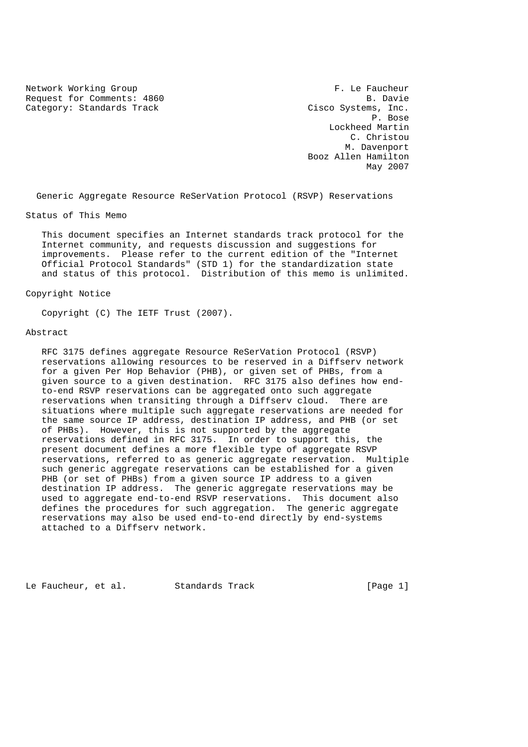Network Working Group F. Le Faucheur
Request for Comments: 4860 B. Davie
Category: Standards Track Cisco Systems, Inc.
P. Bose
Lockheed Martin
C. Christou
M. Davenport
Booz Allen Hamilton
May 2007

# Generic Aggregate Resource ReSerVation Protocol (RSVP) Reservations

## Status of This Memo

This document specifies an Internet standards track protocol for the Internet community, and requests discussion and suggestions for improvements. Please refer to the current edition of the "Internet Official Protocol Standards" (STD 1) for the standardization state and status of this protocol. Distribution of this memo is unlimited.

## Copyright Notice

Copyright (C) The IETF Trust (2007).

## Abstract

RFC 3175 defines aggregate Resource ReSerVation Protocol (RSVP) reservations allowing resources to be reserved in a Diffserv network for a given Per Hop Behavior (PHB), or given set of PHBs, from a given source to a given destination. RFC 3175 also defines how end-to-end RSVP reservations can be aggregated onto such aggregate reservations when transiting through a Diffserv cloud. There are situations where multiple such aggregate reservations are needed for the same source IP address, destination IP address, and PHB (or set of PHBs). However, this is not supported by the aggregate reservations defined in RFC 3175. In order to support this, the present document defines a more flexible type of aggregate RSVP reservations, referred to as generic aggregate reservation. Multiple such generic aggregate reservations can be established for a given PHB (or set of PHBs) from a given source IP address to a given destination IP address. The generic aggregate reservations may be used to aggregate end-to-end RSVP reservations. This document also defines the procedures for such aggregation. The generic aggregate reservations may also be used end-to-end directly by end-systems attached to a Diffserv network.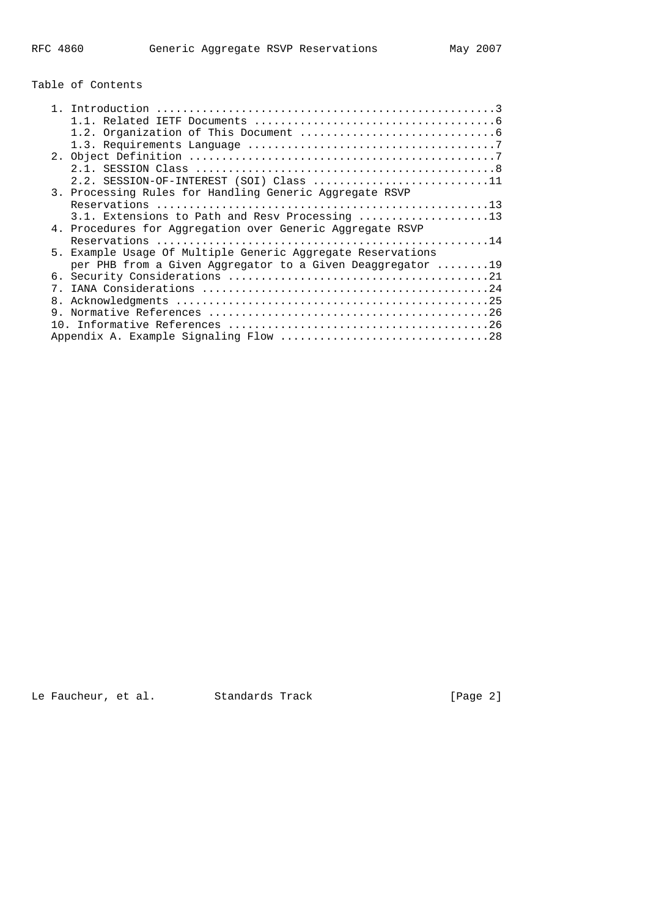Table of Contents

```
   1. Introduction ....................................................3
      1.1. Related IETF Documents .....................................6
      1.2. Organization of This Document ..............................6
      1.3. Requirements Language ......................................7
   2. Object Definition ...............................................7
      2.1. SESSION Class ..............................................8
      2.2. SESSION-OF-INTEREST (SOI) Class ...........................11
   3. Processing Rules for Handling Generic Aggregate RSVP
      Reservations ...................................................13
      3.1. Extensions to Path and Resv Processing ....................13
   4. Procedures for Aggregation over Generic Aggregate RSVP
      Reservations ...................................................14
   5. Example Usage Of Multiple Generic Aggregate Reservations
      per PHB from a Given Aggregator to a Given Deaggregator ........19
   6. Security Considerations ........................................21
   7. IANA Considerations ............................................24
   8. Acknowledgments ................................................25
   9. Normative References ...........................................26
   10. Informative References ........................................26
   Appendix A. Example Signaling Flow ................................28
```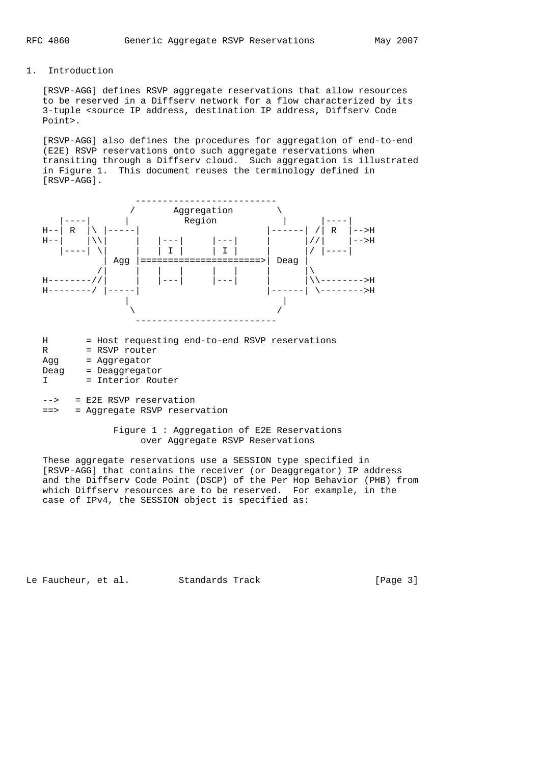## 1. Introduction

[RSVP-AGG] defines RSVP aggregate reservations that allow resources to be reserved in a Diffserv network for a flow characterized by its 3-tuple <source IP address, destination IP address, Diffserv Code Point>.

[RSVP-AGG] also defines the procedures for aggregation of end-to-end (E2E) RSVP reservations onto such aggregate reservations when transiting through a Diffserv cloud. Such aggregation is illustrated in Figure 1. This document reuses the terminology defined in [RSVP-AGG].

```
                  -------------------------
                /       Aggregation        \
   |----|      |          Region            |      |----|
H--| R  |\ |-----|                      |------| /| R  |-->H
H--|    |\\|     |   |---|     |---|    |      |//|    |-->H
   |----| \|     |   | I |     | I |    |      |/ |----|
           | Agg |======================>| Deag |
          /|     |   |   |     |   |    |      |\
H--------//|     |   |---|     |---|    |      |\\-------->H
H--------/ |-----|                      |------| \-------->H
               |                            |
                \                          /
                  -------------------------

H       = Host requesting end-to-end RSVP reservations
R       = RSVP router
Agg     = Aggregator
Deag    = Deaggregator
I       = Interior Router

-->   = E2E RSVP reservation
==>   = Aggregate RSVP reservation
```

Figure 1 : Aggregation of E2E Reservations over Aggregate RSVP Reservations

These aggregate reservations use a SESSION type specified in [RSVP-AGG] that contains the receiver (or Deaggregator) IP address and the Diffserv Code Point (DSCP) of the Per Hop Behavior (PHB) from which Diffserv resources are to be reserved. For example, in the case of IPv4, the SESSION object is specified as: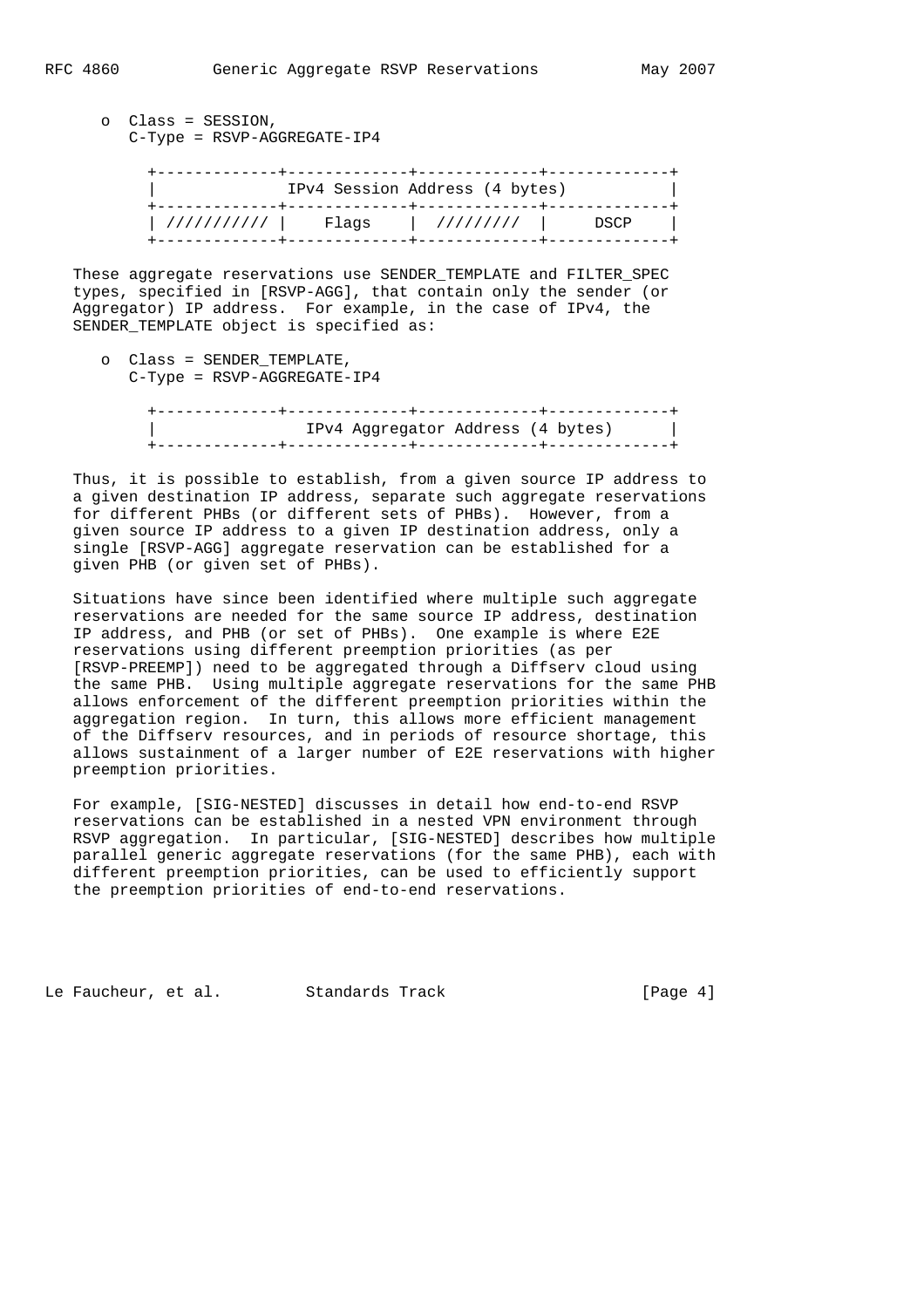- Class = SESSION,
  C-Type = RSVP-AGGREGATE-IP4

```
+-------------+-------------+-------------+-------------+
|              IPv4 Session Address (4 bytes)           |
+-------------+-------------+-------------+-------------+
| ////////// |    Flags    |  /////////  |     DSCP    |
+-------------+-------------+-------------+-------------+
```

These aggregate reservations use SENDER_TEMPLATE and FILTER_SPEC types, specified in [RSVP-AGG], that contain only the sender (or Aggregator) IP address. For example, in the case of IPv4, the SENDER_TEMPLATE object is specified as:

- Class = SENDER_TEMPLATE,
  C-Type = RSVP-AGGREGATE-IP4

```
+-------------+-------------+-------------+-------------+
|               IPv4 Aggregator Address (4 bytes)       |
+-------------+-------------+-------------+-------------+
```

Thus, it is possible to establish, from a given source IP address to a given destination IP address, separate such aggregate reservations for different PHBs (or different sets of PHBs). However, from a given source IP address to a given IP destination address, only a single [RSVP-AGG] aggregate reservation can be established for a given PHB (or given set of PHBs).

Situations have since been identified where multiple such aggregate reservations are needed for the same source IP address, destination IP address, and PHB (or set of PHBs). One example is where E2E reservations using different preemption priorities (as per [RSVP-PREEMP]) need to be aggregated through a Diffserv cloud using the same PHB. Using multiple aggregate reservations for the same PHB allows enforcement of the different preemption priorities within the aggregation region. In turn, this allows more efficient management of the Diffserv resources, and in periods of resource shortage, this allows sustainment of a larger number of E2E reservations with higher preemption priorities.

For example, [SIG-NESTED] discusses in detail how end-to-end RSVP reservations can be established in a nested VPN environment through RSVP aggregation. In particular, [SIG-NESTED] describes how multiple parallel generic aggregate reservations (for the same PHB), each with different preemption priorities, can be used to efficiently support the preemption priorities of end-to-end reservations.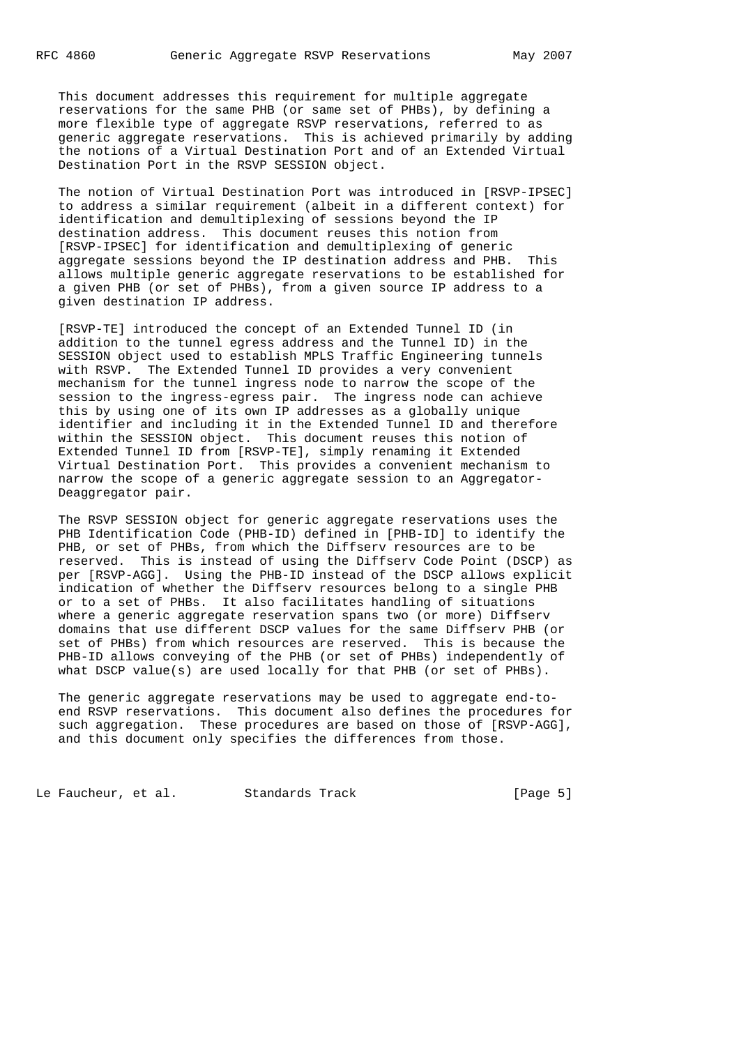This document addresses this requirement for multiple aggregate reservations for the same PHB (or same set of PHBs), by defining a more flexible type of aggregate RSVP reservations, referred to as generic aggregate reservations. This is achieved primarily by adding the notions of a Virtual Destination Port and of an Extended Virtual Destination Port in the RSVP SESSION object.

The notion of Virtual Destination Port was introduced in [RSVP-IPSEC] to address a similar requirement (albeit in a different context) for identification and demultiplexing of sessions beyond the IP destination address. This document reuses this notion from [RSVP-IPSEC] for identification and demultiplexing of generic aggregate sessions beyond the IP destination address and PHB. This allows multiple generic aggregate reservations to be established for a given PHB (or set of PHBs), from a given source IP address to a given destination IP address.

[RSVP-TE] introduced the concept of an Extended Tunnel ID (in addition to the tunnel egress address and the Tunnel ID) in the SESSION object used to establish MPLS Traffic Engineering tunnels with RSVP. The Extended Tunnel ID provides a very convenient mechanism for the tunnel ingress node to narrow the scope of the session to the ingress-egress pair. The ingress node can achieve this by using one of its own IP addresses as a globally unique identifier and including it in the Extended Tunnel ID and therefore within the SESSION object. This document reuses this notion of Extended Tunnel ID from [RSVP-TE], simply renaming it Extended Virtual Destination Port. This provides a convenient mechanism to narrow the scope of a generic aggregate session to an Aggregator-Deaggregator pair.

The RSVP SESSION object for generic aggregate reservations uses the PHB Identification Code (PHB-ID) defined in [PHB-ID] to identify the PHB, or set of PHBs, from which the Diffserv resources are to be reserved. This is instead of using the Diffserv Code Point (DSCP) as per [RSVP-AGG]. Using the PHB-ID instead of the DSCP allows explicit indication of whether the Diffserv resources belong to a single PHB or to a set of PHBs. It also facilitates handling of situations where a generic aggregate reservation spans two (or more) Diffserv domains that use different DSCP values for the same Diffserv PHB (or set of PHBs) from which resources are reserved. This is because the PHB-ID allows conveying of the PHB (or set of PHBs) independently of what DSCP value(s) are used locally for that PHB (or set of PHBs).

The generic aggregate reservations may be used to aggregate end-to-end RSVP reservations. This document also defines the procedures for such aggregation. These procedures are based on those of [RSVP-AGG], and this document only specifies the differences from those.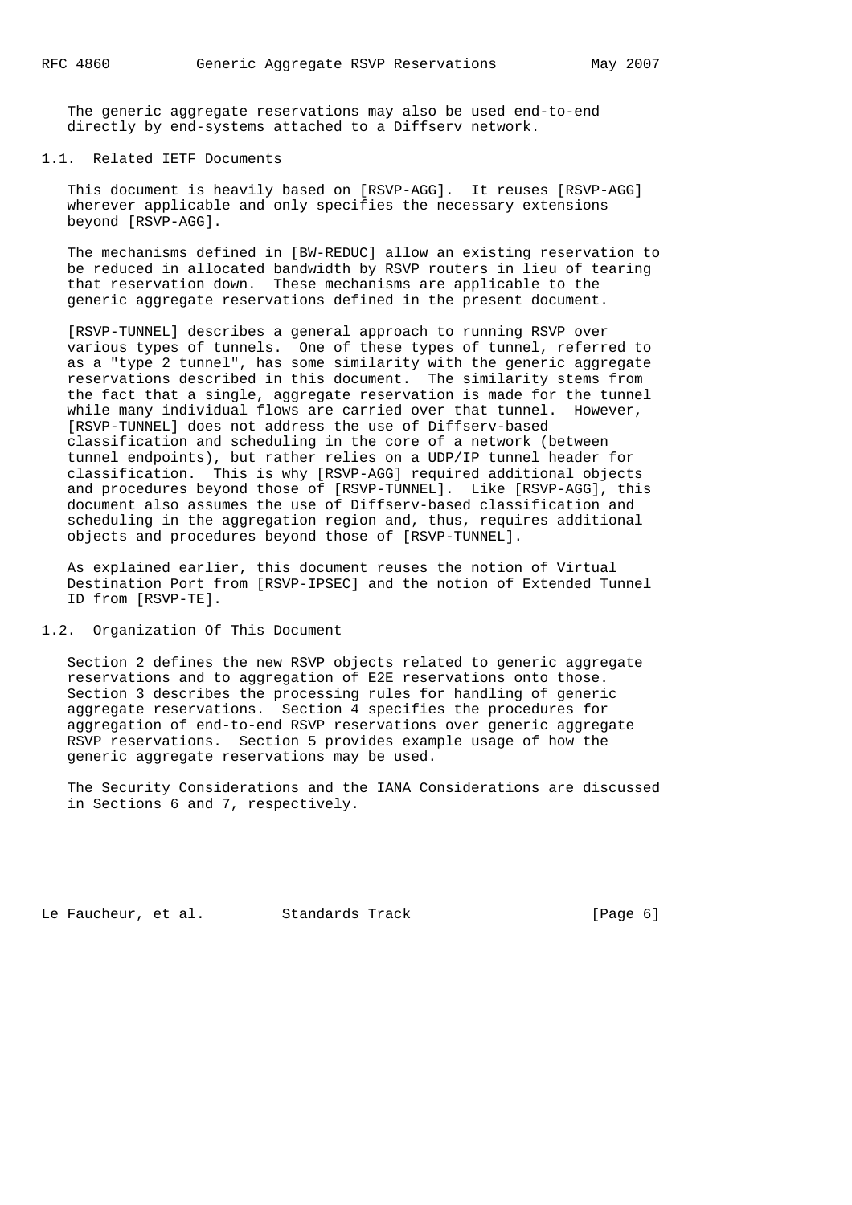The generic aggregate reservations may also be used end-to-end directly by end-systems attached to a Diffserv network.

## 1.1. Related IETF Documents

This document is heavily based on [RSVP-AGG]. It reuses [RSVP-AGG] wherever applicable and only specifies the necessary extensions beyond [RSVP-AGG].

The mechanisms defined in [BW-REDUC] allow an existing reservation to be reduced in allocated bandwidth by RSVP routers in lieu of tearing that reservation down. These mechanisms are applicable to the generic aggregate reservations defined in the present document.

[RSVP-TUNNEL] describes a general approach to running RSVP over various types of tunnels. One of these types of tunnel, referred to as a "type 2 tunnel", has some similarity with the generic aggregate reservations described in this document. The similarity stems from the fact that a single, aggregate reservation is made for the tunnel while many individual flows are carried over that tunnel. However, [RSVP-TUNNEL] does not address the use of Diffserv-based classification and scheduling in the core of a network (between tunnel endpoints), but rather relies on a UDP/IP tunnel header for classification. This is why [RSVP-AGG] required additional objects and procedures beyond those of [RSVP-TUNNEL]. Like [RSVP-AGG], this document also assumes the use of Diffserv-based classification and scheduling in the aggregation region and, thus, requires additional objects and procedures beyond those of [RSVP-TUNNEL].

As explained earlier, this document reuses the notion of Virtual Destination Port from [RSVP-IPSEC] and the notion of Extended Tunnel ID from [RSVP-TE].

## 1.2. Organization Of This Document

Section 2 defines the new RSVP objects related to generic aggregate reservations and to aggregation of E2E reservations onto those. Section 3 describes the processing rules for handling of generic aggregate reservations. Section 4 specifies the procedures for aggregation of end-to-end RSVP reservations over generic aggregate RSVP reservations. Section 5 provides example usage of how the generic aggregate reservations may be used.

The Security Considerations and the IANA Considerations are discussed in Sections 6 and 7, respectively.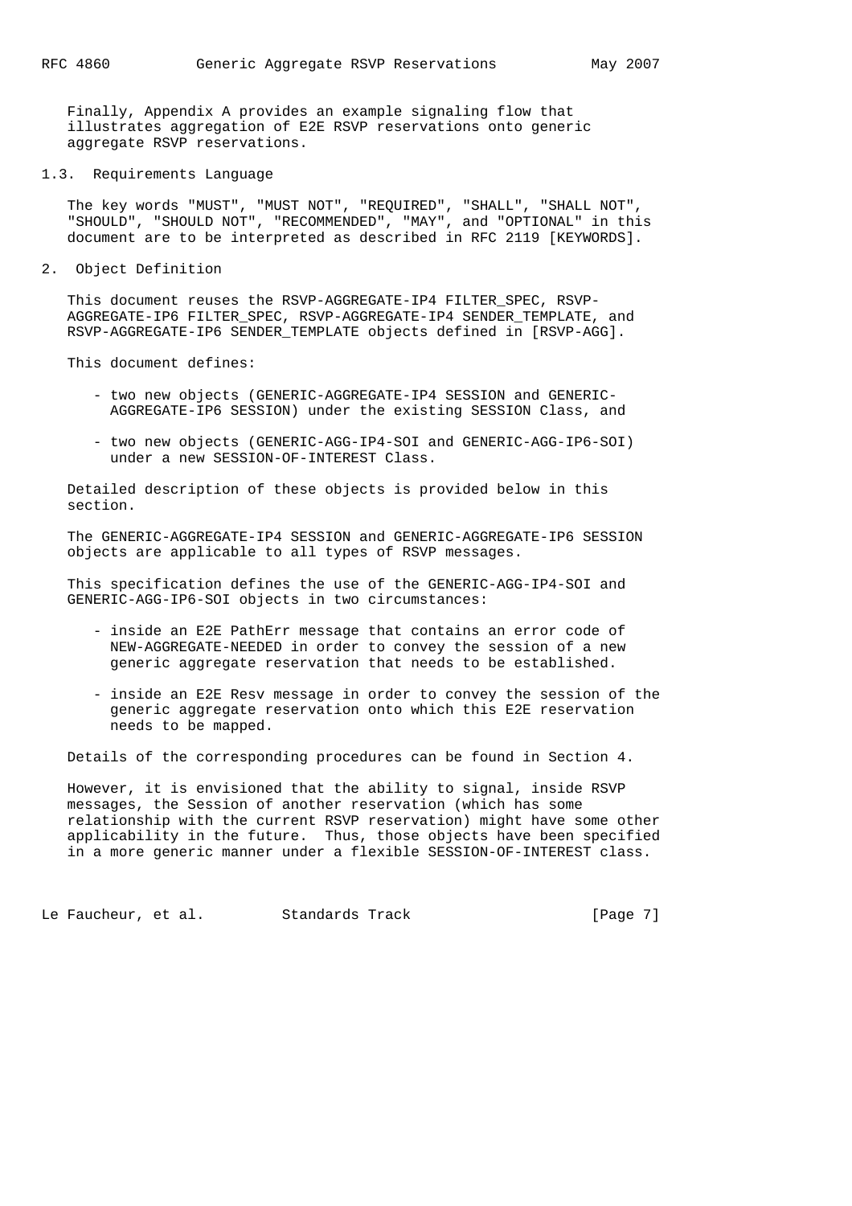Finally, Appendix A provides an example signaling flow that illustrates aggregation of E2E RSVP reservations onto generic aggregate RSVP reservations.

### 1.3. Requirements Language

The key words "MUST", "MUST NOT", "REQUIRED", "SHALL", "SHALL NOT", "SHOULD", "SHOULD NOT", "RECOMMENDED", "MAY", and "OPTIONAL" in this document are to be interpreted as described in RFC 2119 [KEYWORDS].

## 2. Object Definition

This document reuses the RSVP-AGGREGATE-IP4 FILTER_SPEC, RSVP-AGGREGATE-IP6 FILTER_SPEC, RSVP-AGGREGATE-IP4 SENDER_TEMPLATE, and RSVP-AGGREGATE-IP6 SENDER_TEMPLATE objects defined in [RSVP-AGG].

This document defines:

- two new objects (GENERIC-AGGREGATE-IP4 SESSION and GENERIC-AGGREGATE-IP6 SESSION) under the existing SESSION Class, and
- two new objects (GENERIC-AGG-IP4-SOI and GENERIC-AGG-IP6-SOI) under a new SESSION-OF-INTEREST Class.

Detailed description of these objects is provided below in this section.

The GENERIC-AGGREGATE-IP4 SESSION and GENERIC-AGGREGATE-IP6 SESSION objects are applicable to all types of RSVP messages.

This specification defines the use of the GENERIC-AGG-IP4-SOI and GENERIC-AGG-IP6-SOI objects in two circumstances:

- inside an E2E PathErr message that contains an error code of NEW-AGGREGATE-NEEDED in order to convey the session of a new generic aggregate reservation that needs to be established.
- inside an E2E Resv message in order to convey the session of the generic aggregate reservation onto which this E2E reservation needs to be mapped.

Details of the corresponding procedures can be found in Section 4.

However, it is envisioned that the ability to signal, inside RSVP messages, the Session of another reservation (which has some relationship with the current RSVP reservation) might have some other applicability in the future. Thus, those objects have been specified in a more generic manner under a flexible SESSION-OF-INTEREST class.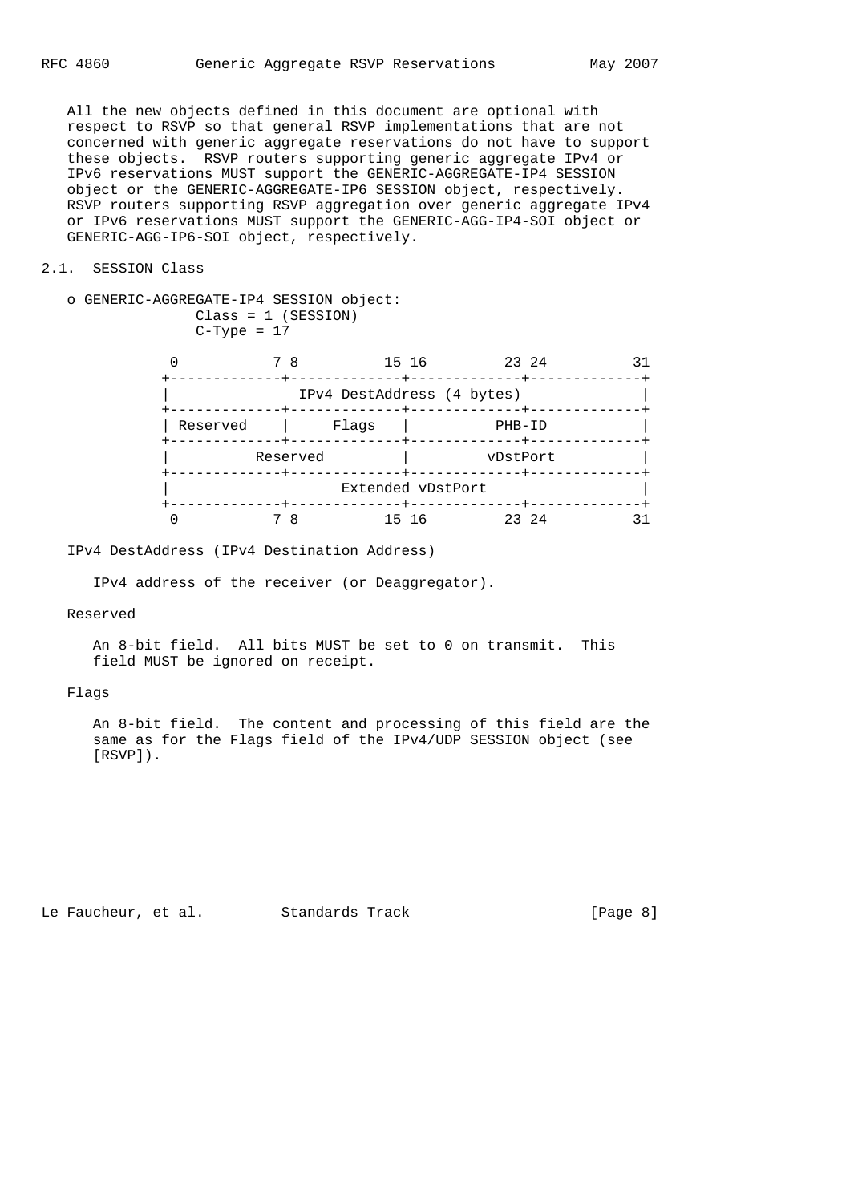All the new objects defined in this document are optional with respect to RSVP so that general RSVP implementations that are not concerned with generic aggregate reservations do not have to support these objects. RSVP routers supporting generic aggregate IPv4 or IPv6 reservations MUST support the GENERIC-AGGREGATE-IP4 SESSION object or the GENERIC-AGGREGATE-IP6 SESSION object, respectively. RSVP routers supporting RSVP aggregation over generic aggregate IPv4 or IPv6 reservations MUST support the GENERIC-AGG-IP4-SOI object or GENERIC-AGG-IP6-SOI object, respectively.

## 2.1. SESSION Class

o GENERIC-AGGREGATE-IP4 SESSION object:

```
              Class = 1 (SESSION)
              C-Type = 17

           0           7 8          15 16         23 24          31
           +-------------+-------------+-------------+-------------+
           |             IPv4 DestAddress (4 bytes)                |
           +-------------+-------------+-------------+-------------+
           | Reserved    |    Flags    |           PHB-ID          |
           +-------------+-------------+-------------+-------------+
           |          Reserved         |          vDstPort         |
           +-------------+-------------+-------------+-------------+
           |                     Extended vDstPort                 |
           +-------------+-------------+-------------+-------------+
           0           7 8          15 16         23 24          31
```

IPv4 DestAddress (IPv4 Destination Address)

IPv4 address of the receiver (or Deaggregator).

Reserved

An 8-bit field. All bits MUST be set to 0 on transmit. This field MUST be ignored on receipt.

Flags

An 8-bit field. The content and processing of this field are the same as for the Flags field of the IPv4/UDP SESSION object (see [RSVP]).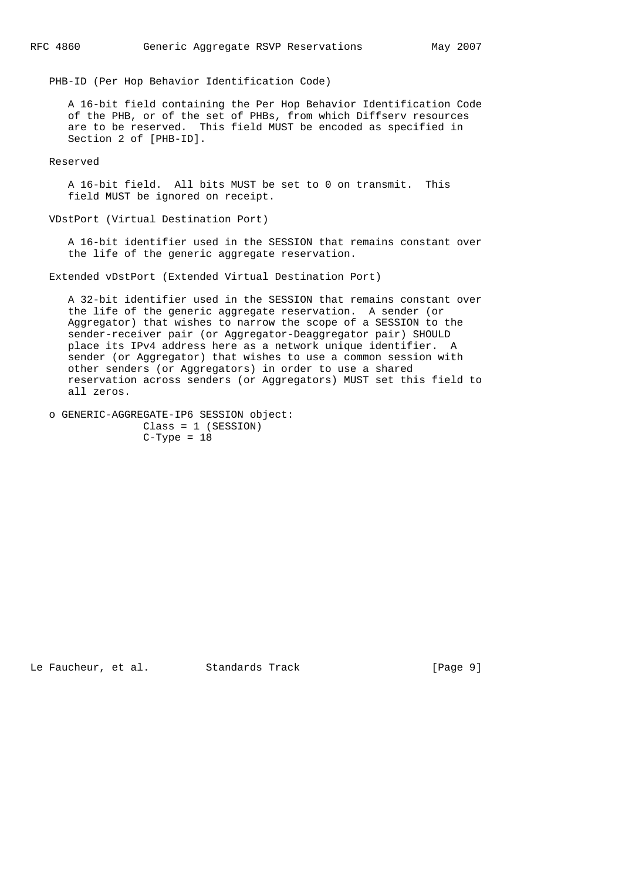PHB-ID (Per Hop Behavior Identification Code)

A 16-bit field containing the Per Hop Behavior Identification Code of the PHB, or of the set of PHBs, from which Diffserv resources are to be reserved. This field MUST be encoded as specified in Section 2 of [PHB-ID].

Reserved

A 16-bit field. All bits MUST be set to 0 on transmit. This field MUST be ignored on receipt.

VDstPort (Virtual Destination Port)

A 16-bit identifier used in the SESSION that remains constant over the life of the generic aggregate reservation.

Extended vDstPort (Extended Virtual Destination Port)

A 32-bit identifier used in the SESSION that remains constant over the life of the generic aggregate reservation. A sender (or Aggregator) that wishes to narrow the scope of a SESSION to the sender-receiver pair (or Aggregator-Deaggregator pair) SHOULD place its IPv4 address here as a network unique identifier. A sender (or Aggregator) that wishes to use a common session with other senders (or Aggregators) in order to use a shared reservation across senders (or Aggregators) MUST set this field to all zeros.

- GENERIC-AGGREGATE-IP6 SESSION object:
  Class = 1 (SESSION)
  C-Type = 18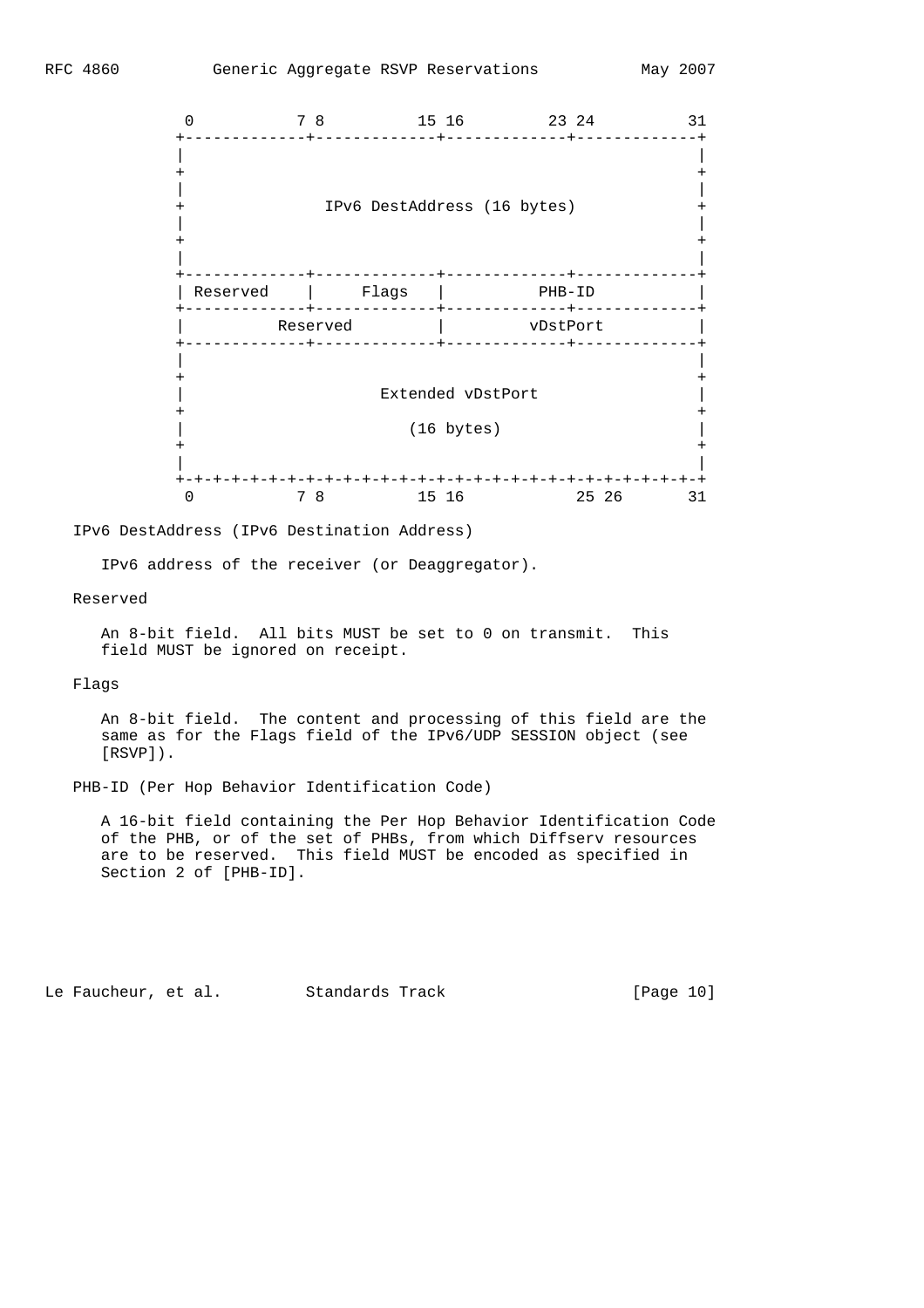```
 0           7 8          15 16         23 24          31
+-------------+-------------+-------------+-------------+
|                                                       |
+                                                       +
|                                                       |
+               IPv6 DestAddress (16 bytes)             +
|                                                       |
+                                                       +
|                                                       |
+-------------+-------------+-------------+-------------+
| Reserved    |     Flags   |          PHB-ID           |
+-------------+-------------+-------------+-------------+
|          Reserved         |         vDstPort          |
+-------------+-------------+-------------+-------------+
|                                                       |
+                                                       +
|                      Extended vDstPort                |
+                                                       +
|                         (16 bytes)                    |
+                                                       +
|                                                       |
+-+-+-+-+-+-+-+-+-+-+-+-+-+-+-+-+-+-+-+-+-+-+-+-+-+-+-+-+
 0           7 8          15 16           25 26        31
```

IPv6 DestAddress (IPv6 Destination Address)

IPv6 address of the receiver (or Deaggregator).

Reserved

An 8-bit field. All bits MUST be set to 0 on transmit. This field MUST be ignored on receipt.

Flags

An 8-bit field. The content and processing of this field are the same as for the Flags field of the IPv6/UDP SESSION object (see [RSVP]).

PHB-ID (Per Hop Behavior Identification Code)

A 16-bit field containing the Per Hop Behavior Identification Code of the PHB, or of the set of PHBs, from which Diffserv resources are to be reserved. This field MUST be encoded as specified in Section 2 of [PHB-ID].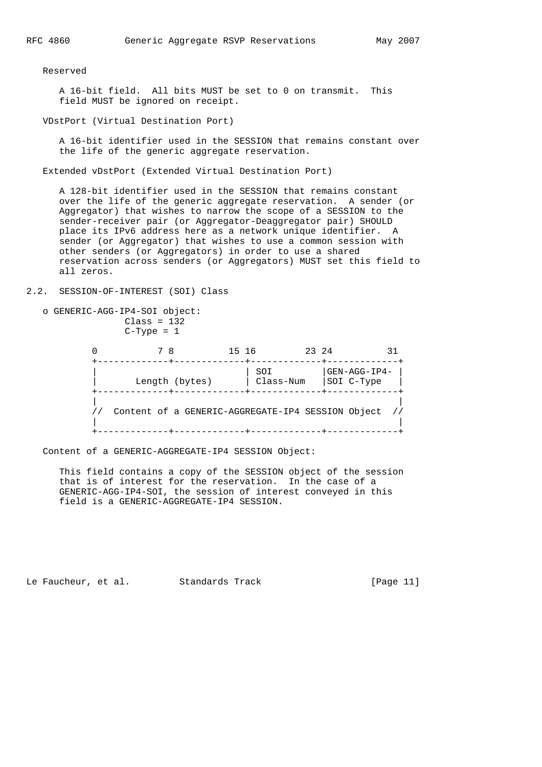Reserved

A 16-bit field. All bits MUST be set to 0 on transmit. This field MUST be ignored on receipt.

VDstPort (Virtual Destination Port)

A 16-bit identifier used in the SESSION that remains constant over the life of the generic aggregate reservation.

Extended vDstPort (Extended Virtual Destination Port)

A 128-bit identifier used in the SESSION that remains constant over the life of the generic aggregate reservation. A sender (or Aggregator) that wishes to narrow the scope of a SESSION to the sender-receiver pair (or Aggregator-Deaggregator pair) SHOULD place its IPv6 address here as a network unique identifier. A sender (or Aggregator) that wishes to use a common session with other senders (or Aggregators) in order to use a shared reservation across senders (or Aggregators) MUST set this field to all zeros.

## 2.2. SESSION-OF-INTEREST (SOI) Class

- GENERIC-AGG-IP4-SOI object:
  Class = 132
  C-Type = 1

```
0           7 8          15 16         23 24          31
+-------------+-------------+-------------+-------------+
|                           | SOI         |GEN-AGG-IP4- |
|       Length (bytes)      | Class-Num   |SOI C-Type   |
+-------------+-------------+-------------+-------------+
|                                                       |
//  Content of a GENERIC-AGGREGATE-IP4 SESSION Object  //
|                                                       |
+-------------+-------------+-------------+-------------+
```

Content of a GENERIC-AGGREGATE-IP4 SESSION Object:

This field contains a copy of the SESSION object of the session that is of interest for the reservation. In the case of a GENERIC-AGG-IP4-SOI, the session of interest conveyed in this field is a GENERIC-AGGREGATE-IP4 SESSION.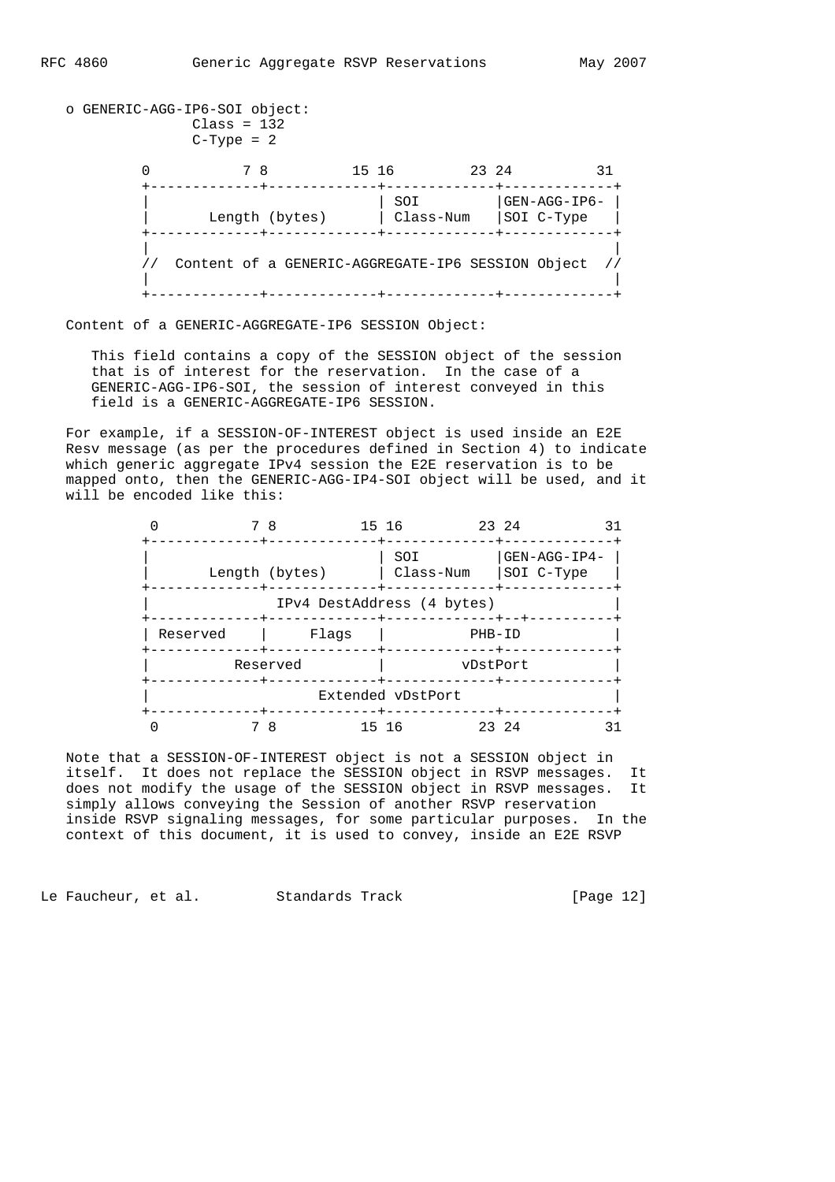o GENERIC-AGG-IP6-SOI object:
  Class = 132
  C-Type = 2

```
 0           7 8          15 16         23 24           31
 +-------------+-------------+-------------+-------------+
 |                           | SOI         |GEN-AGG-IP6- |
 |       Length (bytes)      | Class-Num   |SOI C-Type   |
 +-------------+-------------+-------------+-------------+
 |                                                       |
 //  Content of a GENERIC-AGGREGATE-IP6 SESSION Object  //
 |                                                       |
 +-------------+-------------+-------------+-------------+
```

Content of a GENERIC-AGGREGATE-IP6 SESSION Object:

This field contains a copy of the SESSION object of the session that is of interest for the reservation. In the case of a GENERIC-AGG-IP6-SOI, the session of interest conveyed in this field is a GENERIC-AGGREGATE-IP6 SESSION.

For example, if a SESSION-OF-INTEREST object is used inside an E2E Resv message (as per the procedures defined in Section 4) to indicate which generic aggregate IPv4 session the E2E reservation is to be mapped onto, then the GENERIC-AGG-IP4-SOI object will be used, and it will be encoded like this:

```
 0           7 8          15 16         23 24           31
 +-------------+-------------+-------------+-------------+
 |                           | SOI         |GEN-AGG-IP4- |
 |       Length (bytes)      | Class-Num   |SOI C-Type   |
 +-------------+-------------+-------------+-------------+
 |               IPv4 DestAddress (4 bytes)              |
 +-------------+-------------+-------------+--+----------+
 | Reserved    |     Flags   |          PHB-ID           |
 +-------------+-------------+-------------+-------------+
 |          Reserved         |          vDstPort         |
 +-------------+-------------+-------------+-------------+
 |                   Extended vDstPort                   |
 +-------------+-------------+-------------+-------------+
 0           7 8          15 16         23 24           31
```

Note that a SESSION-OF-INTEREST object is not a SESSION object in itself. It does not replace the SESSION object in RSVP messages. It does not modify the usage of the SESSION object in RSVP messages. It simply allows conveying the Session of another RSVP reservation inside RSVP signaling messages, for some particular purposes. In the context of this document, it is used to convey, inside an E2E RSVP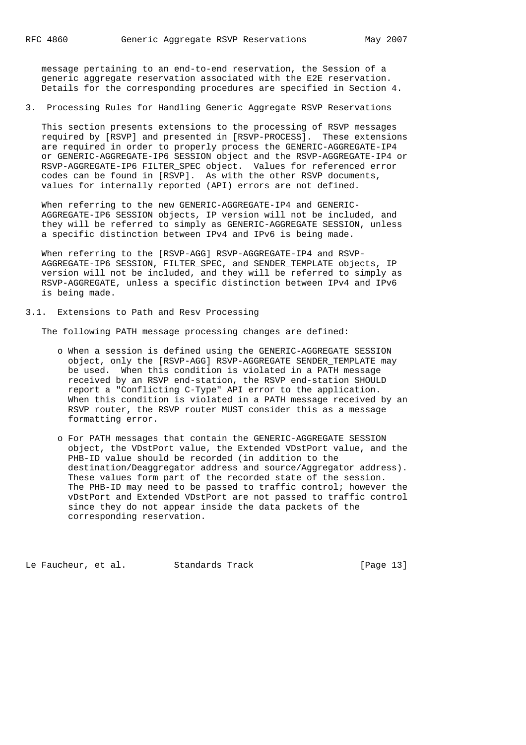message pertaining to an end-to-end reservation, the Session of a generic aggregate reservation associated with the E2E reservation. Details for the corresponding procedures are specified in Section 4.

## 3. Processing Rules for Handling Generic Aggregate RSVP Reservations

This section presents extensions to the processing of RSVP messages required by [RSVP] and presented in [RSVP-PROCESS]. These extensions are required in order to properly process the GENERIC-AGGREGATE-IP4 or GENERIC-AGGREGATE-IP6 SESSION object and the RSVP-AGGREGATE-IP4 or RSVP-AGGREGATE-IP6 FILTER_SPEC object. Values for referenced error codes can be found in [RSVP]. As with the other RSVP documents, values for internally reported (API) errors are not defined.

When referring to the new GENERIC-AGGREGATE-IP4 and GENERIC-AGGREGATE-IP6 SESSION objects, IP version will not be included, and they will be referred to simply as GENERIC-AGGREGATE SESSION, unless a specific distinction between IPv4 and IPv6 is being made.

When referring to the [RSVP-AGG] RSVP-AGGREGATE-IP4 and RSVP-AGGREGATE-IP6 SESSION, FILTER_SPEC, and SENDER_TEMPLATE objects, IP version will not be included, and they will be referred to simply as RSVP-AGGREGATE, unless a specific distinction between IPv4 and IPv6 is being made.

### 3.1. Extensions to Path and Resv Processing

The following PATH message processing changes are defined:

- When a session is defined using the GENERIC-AGGREGATE SESSION object, only the [RSVP-AGG] RSVP-AGGREGATE SENDER_TEMPLATE may be used. When this condition is violated in a PATH message received by an RSVP end-station, the RSVP end-station SHOULD report a "Conflicting C-Type" API error to the application. When this condition is violated in a PATH message received by an RSVP router, the RSVP router MUST consider this as a message formatting error.

- For PATH messages that contain the GENERIC-AGGREGATE SESSION object, the VDstPort value, the Extended VDstPort value, and the PHB-ID value should be recorded (in addition to the destination/Deaggregator address and source/Aggregator address). These values form part of the recorded state of the session. The PHB-ID may need to be passed to traffic control; however the vDstPort and Extended VDstPort are not passed to traffic control since they do not appear inside the data packets of the corresponding reservation.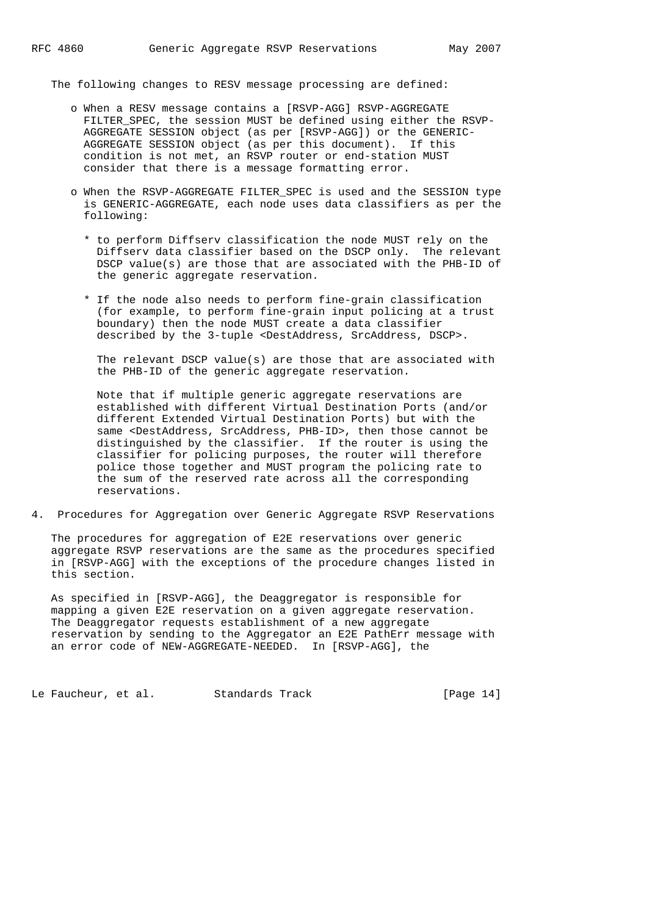The following changes to RESV message processing are defined:

- When a RESV message contains a [RSVP-AGG] RSVP-AGGREGATE FILTER_SPEC, the session MUST be defined using either the RSVP-AGGREGATE SESSION object (as per [RSVP-AGG]) or the GENERIC-AGGREGATE SESSION object (as per this document). If this condition is not met, an RSVP router or end-station MUST consider that there is a message formatting error.

- When the RSVP-AGGREGATE FILTER_SPEC is used and the SESSION type is GENERIC-AGGREGATE, each node uses data classifiers as per the following:

  * to perform Diffserv classification the node MUST rely on the Diffserv data classifier based on the DSCP only. The relevant DSCP value(s) are those that are associated with the PHB-ID of the generic aggregate reservation.

  * If the node also needs to perform fine-grain classification (for example, to perform fine-grain input policing at a trust boundary) then the node MUST create a data classifier described by the 3-tuple <DestAddress, SrcAddress, DSCP>.

    The relevant DSCP value(s) are those that are associated with the PHB-ID of the generic aggregate reservation.

    Note that if multiple generic aggregate reservations are established with different Virtual Destination Ports (and/or different Extended Virtual Destination Ports) but with the same <DestAddress, SrcAddress, PHB-ID>, then those cannot be distinguished by the classifier. If the router is using the classifier for policing purposes, the router will therefore police those together and MUST program the policing rate to the sum of the reserved rate across all the corresponding reservations.

## 4. Procedures for Aggregation over Generic Aggregate RSVP Reservations

The procedures for aggregation of E2E reservations over generic aggregate RSVP reservations are the same as the procedures specified in [RSVP-AGG] with the exceptions of the procedure changes listed in this section.

As specified in [RSVP-AGG], the Deaggregator is responsible for mapping a given E2E reservation on a given aggregate reservation. The Deaggregator requests establishment of a new aggregate reservation by sending to the Aggregator an E2E PathErr message with an error code of NEW-AGGREGATE-NEEDED. In [RSVP-AGG], the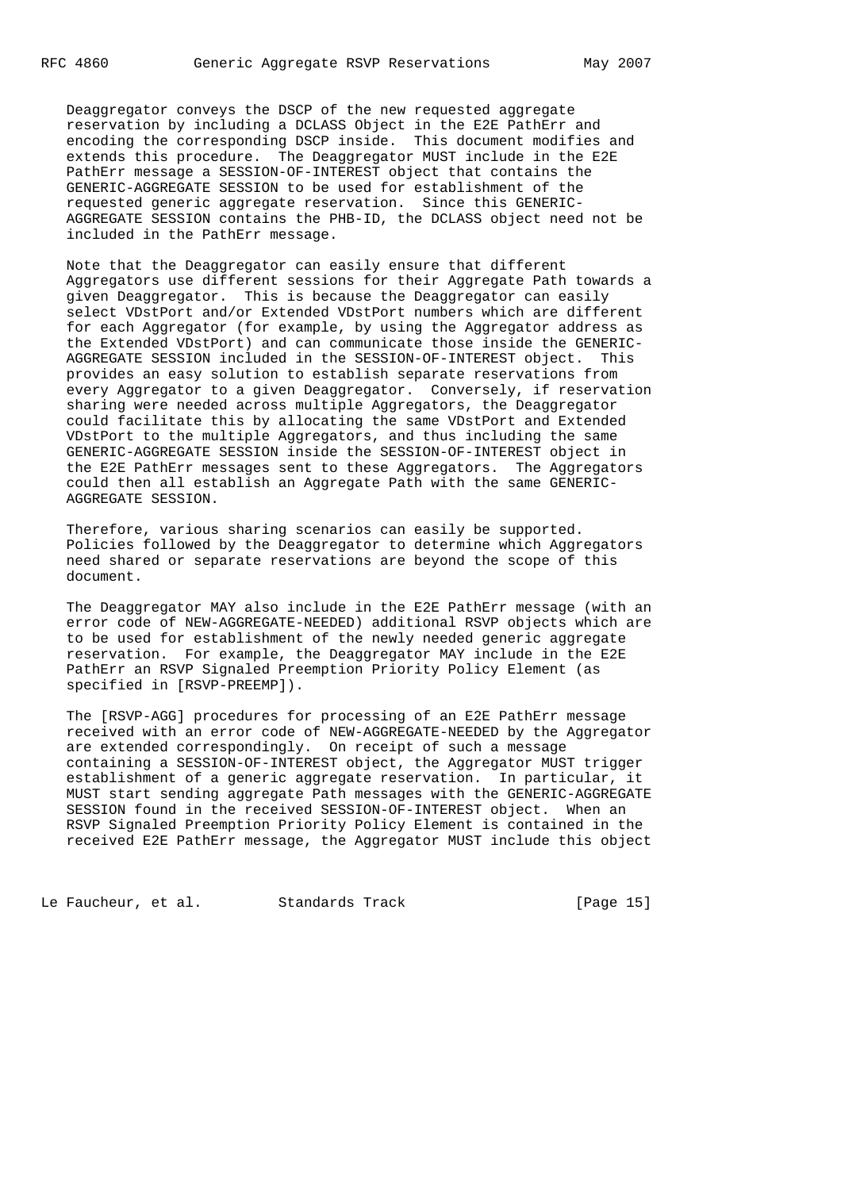Deaggregator conveys the DSCP of the new requested aggregate reservation by including a DCLASS Object in the E2E PathErr and encoding the corresponding DSCP inside. This document modifies and extends this procedure. The Deaggregator MUST include in the E2E PathErr message a SESSION-OF-INTEREST object that contains the GENERIC-AGGREGATE SESSION to be used for establishment of the requested generic aggregate reservation. Since this GENERIC-AGGREGATE SESSION contains the PHB-ID, the DCLASS object need not be included in the PathErr message.

Note that the Deaggregator can easily ensure that different Aggregators use different sessions for their Aggregate Path towards a given Deaggregator. This is because the Deaggregator can easily select VDstPort and/or Extended VDstPort numbers which are different for each Aggregator (for example, by using the Aggregator address as the Extended VDstPort) and can communicate those inside the GENERIC-AGGREGATE SESSION included in the SESSION-OF-INTEREST object. This provides an easy solution to establish separate reservations from every Aggregator to a given Deaggregator. Conversely, if reservation sharing were needed across multiple Aggregators, the Deaggregator could facilitate this by allocating the same VDstPort and Extended VDstPort to the multiple Aggregators, and thus including the same GENERIC-AGGREGATE SESSION inside the SESSION-OF-INTEREST object in the E2E PathErr messages sent to these Aggregators. The Aggregators could then all establish an Aggregate Path with the same GENERIC-AGGREGATE SESSION.

Therefore, various sharing scenarios can easily be supported. Policies followed by the Deaggregator to determine which Aggregators need shared or separate reservations are beyond the scope of this document.

The Deaggregator MAY also include in the E2E PathErr message (with an error code of NEW-AGGREGATE-NEEDED) additional RSVP objects which are to be used for establishment of the newly needed generic aggregate reservation. For example, the Deaggregator MAY include in the E2E PathErr an RSVP Signaled Preemption Priority Policy Element (as specified in [RSVP-PREEMP]).

The [RSVP-AGG] procedures for processing of an E2E PathErr message received with an error code of NEW-AGGREGATE-NEEDED by the Aggregator are extended correspondingly. On receipt of such a message containing a SESSION-OF-INTEREST object, the Aggregator MUST trigger establishment of a generic aggregate reservation. In particular, it MUST start sending aggregate Path messages with the GENERIC-AGGREGATE SESSION found in the received SESSION-OF-INTEREST object. When an RSVP Signaled Preemption Priority Policy Element is contained in the received E2E PathErr message, the Aggregator MUST include this object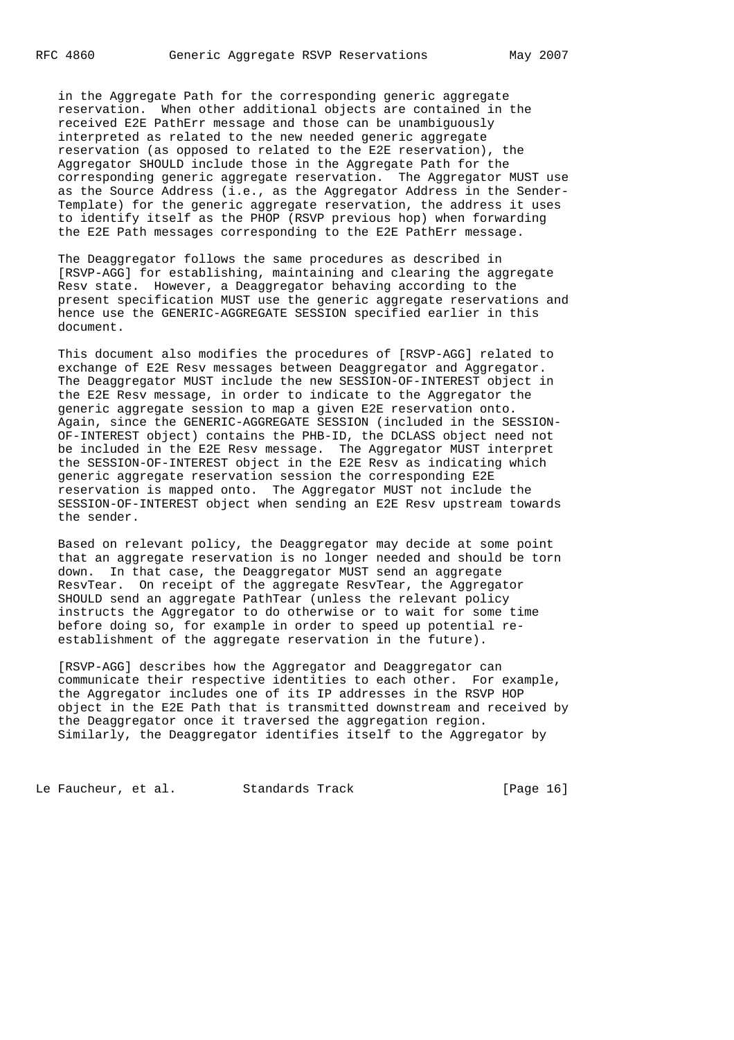in the Aggregate Path for the corresponding generic aggregate reservation. When other additional objects are contained in the received E2E PathErr message and those can be unambiguously interpreted as related to the new needed generic aggregate reservation (as opposed to related to the E2E reservation), the Aggregator SHOULD include those in the Aggregate Path for the corresponding generic aggregate reservation. The Aggregator MUST use as the Source Address (i.e., as the Aggregator Address in the Sender-Template) for the generic aggregate reservation, the address it uses to identify itself as the PHOP (RSVP previous hop) when forwarding the E2E Path messages corresponding to the E2E PathErr message.

The Deaggregator follows the same procedures as described in [RSVP-AGG] for establishing, maintaining and clearing the aggregate Resv state. However, a Deaggregator behaving according to the present specification MUST use the generic aggregate reservations and hence use the GENERIC-AGGREGATE SESSION specified earlier in this document.

This document also modifies the procedures of [RSVP-AGG] related to exchange of E2E Resv messages between Deaggregator and Aggregator. The Deaggregator MUST include the new SESSION-OF-INTEREST object in the E2E Resv message, in order to indicate to the Aggregator the generic aggregate session to map a given E2E reservation onto. Again, since the GENERIC-AGGREGATE SESSION (included in the SESSION-OF-INTEREST object) contains the PHB-ID, the DCLASS object need not be included in the E2E Resv message. The Aggregator MUST interpret the SESSION-OF-INTEREST object in the E2E Resv as indicating which generic aggregate reservation session the corresponding E2E reservation is mapped onto. The Aggregator MUST not include the SESSION-OF-INTEREST object when sending an E2E Resv upstream towards the sender.

Based on relevant policy, the Deaggregator may decide at some point that an aggregate reservation is no longer needed and should be torn down. In that case, the Deaggregator MUST send an aggregate ResvTear. On receipt of the aggregate ResvTear, the Aggregator SHOULD send an aggregate PathTear (unless the relevant policy instructs the Aggregator to do otherwise or to wait for some time before doing so, for example in order to speed up potential re-establishment of the aggregate reservation in the future).

[RSVP-AGG] describes how the Aggregator and Deaggregator can communicate their respective identities to each other. For example, the Aggregator includes one of its IP addresses in the RSVP HOP object in the E2E Path that is transmitted downstream and received by the Deaggregator once it traversed the aggregation region. Similarly, the Deaggregator identifies itself to the Aggregator by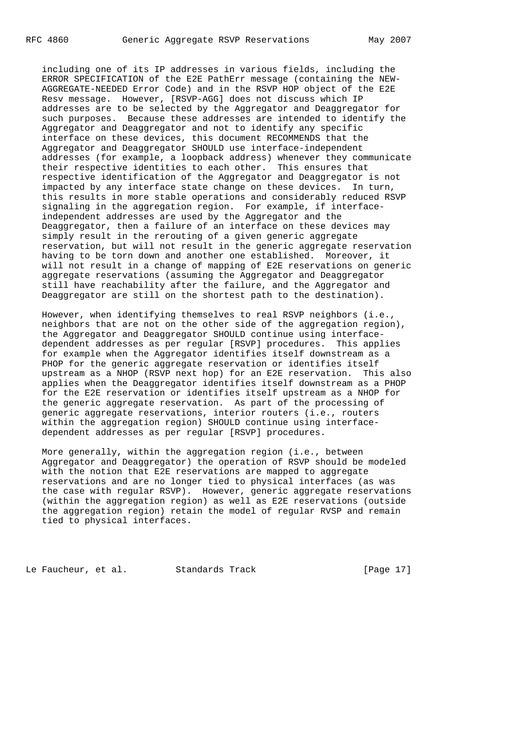including one of its IP addresses in various fields, including the ERROR SPECIFICATION of the E2E PathErr message (containing the NEW-AGGREGATE-NEEDED Error Code) and in the RSVP HOP object of the E2E Resv message. However, [RSVP-AGG] does not discuss which IP addresses are to be selected by the Aggregator and Deaggregator for such purposes. Because these addresses are intended to identify the Aggregator and Deaggregator and not to identify any specific interface on these devices, this document RECOMMENDS that the Aggregator and Deaggregator SHOULD use interface-independent addresses (for example, a loopback address) whenever they communicate their respective identities to each other. This ensures that respective identification of the Aggregator and Deaggregator is not impacted by any interface state change on these devices. In turn, this results in more stable operations and considerably reduced RSVP signaling in the aggregation region. For example, if interface-independent addresses are used by the Aggregator and the Deaggregator, then a failure of an interface on these devices may simply result in the rerouting of a given generic aggregate reservation, but will not result in the generic aggregate reservation having to be torn down and another one established. Moreover, it will not result in a change of mapping of E2E reservations on generic aggregate reservations (assuming the Aggregator and Deaggregator still have reachability after the failure, and the Aggregator and Deaggregator are still on the shortest path to the destination).

However, when identifying themselves to real RSVP neighbors (i.e., neighbors that are not on the other side of the aggregation region), the Aggregator and Deaggregator SHOULD continue using interface-dependent addresses as per regular [RSVP] procedures. This applies for example when the Aggregator identifies itself downstream as a PHOP for the generic aggregate reservation or identifies itself upstream as a NHOP (RSVP next hop) for an E2E reservation. This also applies when the Deaggregator identifies itself downstream as a PHOP for the E2E reservation or identifies itself upstream as a NHOP for the generic aggregate reservation. As part of the processing of generic aggregate reservations, interior routers (i.e., routers within the aggregation region) SHOULD continue using interface-dependent addresses as per regular [RSVP] procedures.

More generally, within the aggregation region (i.e., between Aggregator and Deaggregator) the operation of RSVP should be modeled with the notion that E2E reservations are mapped to aggregate reservations and are no longer tied to physical interfaces (as was the case with regular RSVP). However, generic aggregate reservations (within the aggregation region) as well as E2E reservations (outside the aggregation region) retain the model of regular RVSP and remain tied to physical interfaces.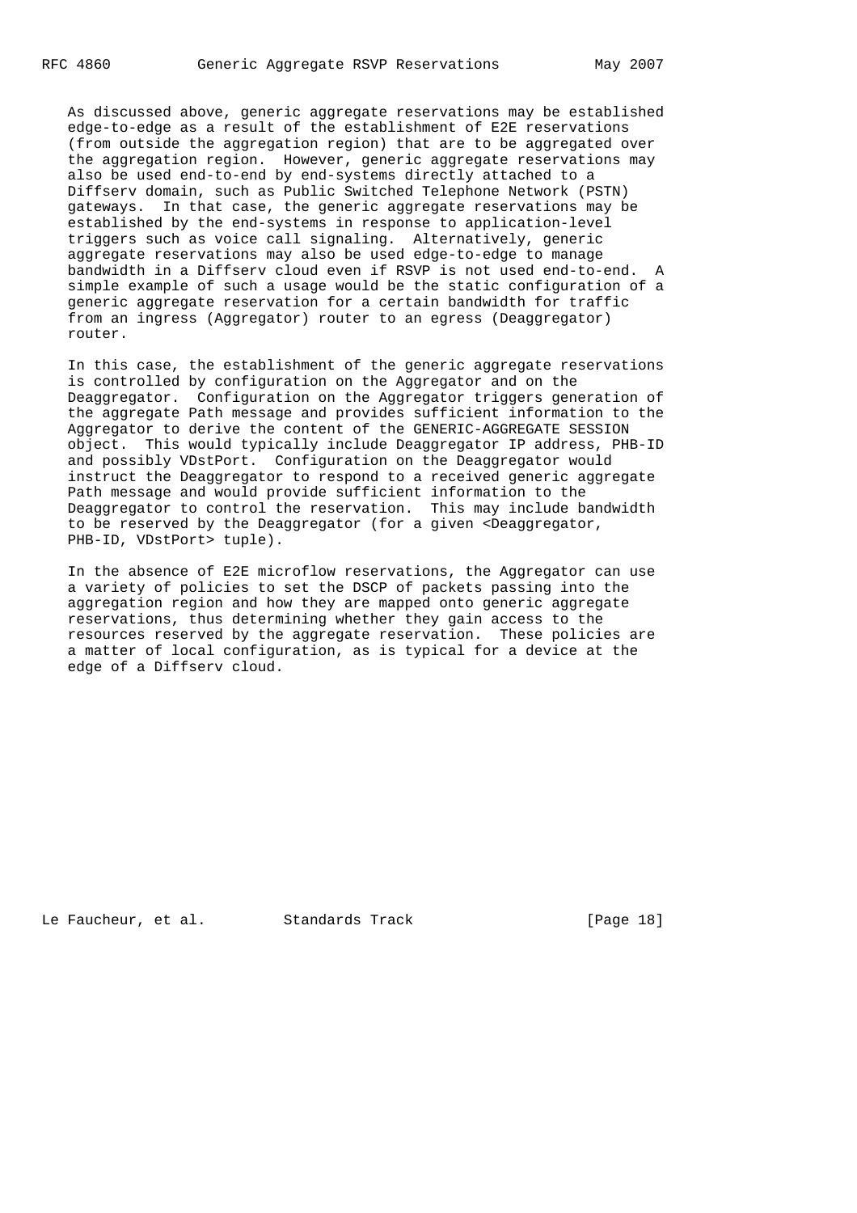As discussed above, generic aggregate reservations may be established edge-to-edge as a result of the establishment of E2E reservations (from outside the aggregation region) that are to be aggregated over the aggregation region. However, generic aggregate reservations may also be used end-to-end by end-systems directly attached to a Diffserv domain, such as Public Switched Telephone Network (PSTN) gateways. In that case, the generic aggregate reservations may be established by the end-systems in response to application-level triggers such as voice call signaling. Alternatively, generic aggregate reservations may also be used edge-to-edge to manage bandwidth in a Diffserv cloud even if RSVP is not used end-to-end. A simple example of such a usage would be the static configuration of a generic aggregate reservation for a certain bandwidth for traffic from an ingress (Aggregator) router to an egress (Deaggregator) router.

In this case, the establishment of the generic aggregate reservations is controlled by configuration on the Aggregator and on the Deaggregator. Configuration on the Aggregator triggers generation of the aggregate Path message and provides sufficient information to the Aggregator to derive the content of the GENERIC-AGGREGATE SESSION object. This would typically include Deaggregator IP address, PHB-ID and possibly VDstPort. Configuration on the Deaggregator would instruct the Deaggregator to respond to a received generic aggregate Path message and would provide sufficient information to the Deaggregator to control the reservation. This may include bandwidth to be reserved by the Deaggregator (for a given <Deaggregator, PHB-ID, VDstPort> tuple).

In the absence of E2E microflow reservations, the Aggregator can use a variety of policies to set the DSCP of packets passing into the aggregation region and how they are mapped onto generic aggregate reservations, thus determining whether they gain access to the resources reserved by the aggregate reservation. These policies are a matter of local configuration, as is typical for a device at the edge of a Diffserv cloud.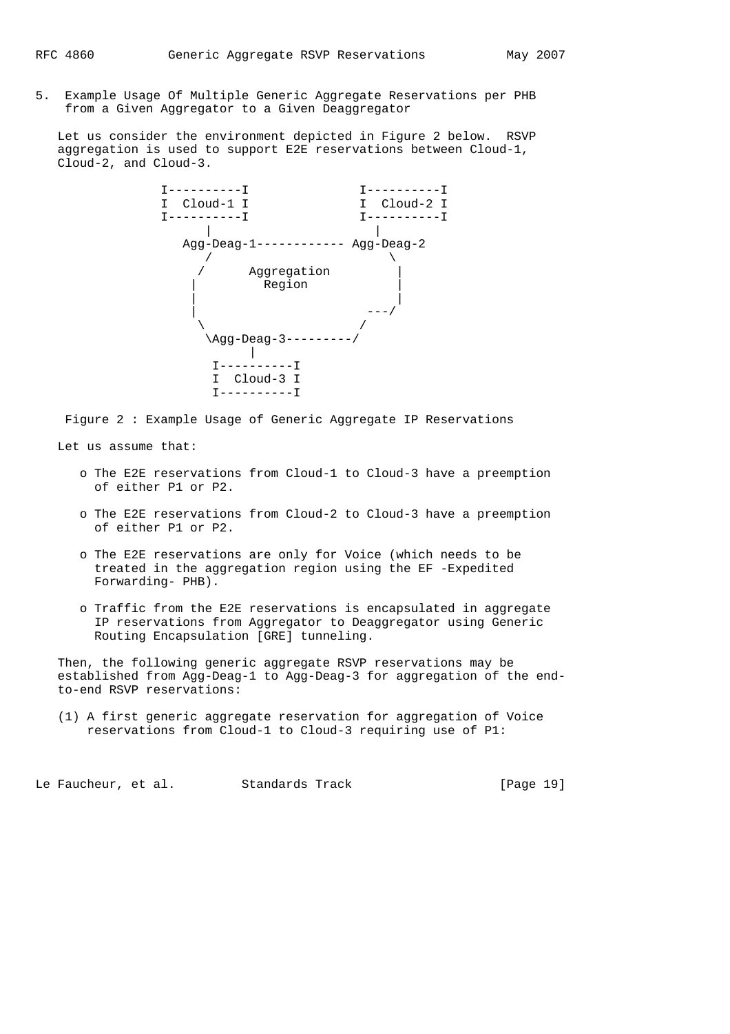## 5. Example Usage Of Multiple Generic Aggregate Reservations per PHB from a Given Aggregator to a Given Deaggregator

Let us consider the environment depicted in Figure 2 below. RSVP aggregation is used to support E2E reservations between Cloud-1, Cloud-2, and Cloud-3.

```
              I----------I              I----------I
              I  Cloud-1 I              I  Cloud-2 I
              I----------I              I----------I
                    |                        |
                 Agg-Deag-1------------ Agg-Deag-2
                    /                          \
                   /      Aggregation           |
                  |         Region              |
                  |                             |
                  |                          ---/
                   \                        /
                    \Agg-Deag-3---------/
                           |
                     I----------I
                     I  Cloud-3 I
                     I----------I
```

Figure 2 : Example Usage of Generic Aggregate IP Reservations

Let us assume that:

- The E2E reservations from Cloud-1 to Cloud-3 have a preemption of either P1 or P2.
- The E2E reservations from Cloud-2 to Cloud-3 have a preemption of either P1 or P2.
- The E2E reservations are only for Voice (which needs to be treated in the aggregation region using the EF -Expedited Forwarding- PHB).
- Traffic from the E2E reservations is encapsulated in aggregate IP reservations from Aggregator to Deaggregator using Generic Routing Encapsulation [GRE] tunneling.

Then, the following generic aggregate RSVP reservations may be established from Agg-Deag-1 to Agg-Deag-3 for aggregation of the end-to-end RSVP reservations:

(1) A first generic aggregate reservation for aggregation of Voice reservations from Cloud-1 to Cloud-3 requiring use of P1: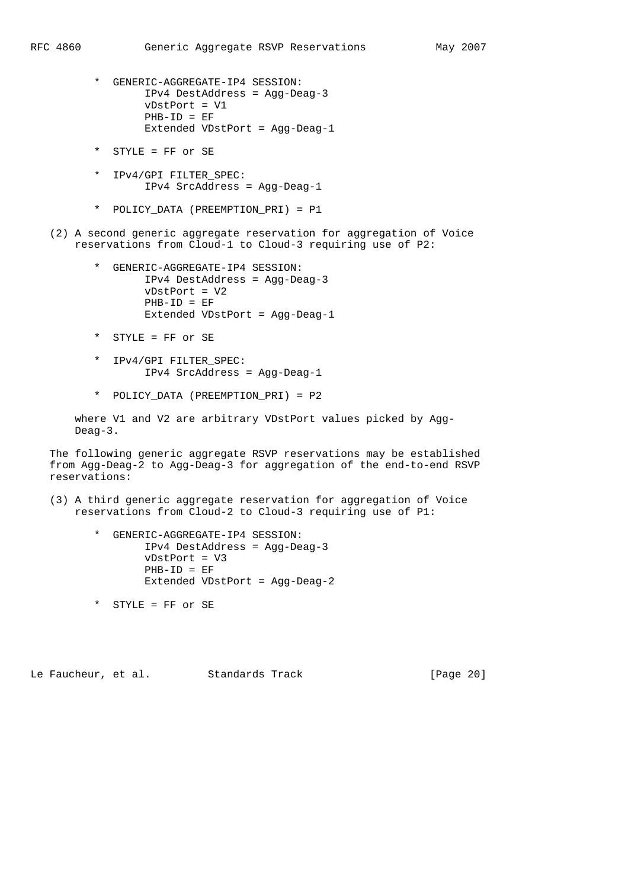* GENERIC-AGGREGATE-IP4 SESSION:
  IPv4 DestAddress = Agg-Deag-3
  vDstPort = V1
  PHB-ID = EF
  Extended VDstPort = Agg-Deag-1

* STYLE = FF or SE

* IPv4/GPI FILTER_SPEC:
  IPv4 SrcAddress = Agg-Deag-1

* POLICY_DATA (PREEMPTION_PRI) = P1

(2) A second generic aggregate reservation for aggregation of Voice reservations from Cloud-1 to Cloud-3 requiring use of P2:

* GENERIC-AGGREGATE-IP4 SESSION:
  IPv4 DestAddress = Agg-Deag-3
  vDstPort = V2
  PHB-ID = EF
  Extended VDstPort = Agg-Deag-1

* STYLE = FF or SE

* IPv4/GPI FILTER_SPEC:
  IPv4 SrcAddress = Agg-Deag-1

* POLICY_DATA (PREEMPTION_PRI) = P2

where V1 and V2 are arbitrary VDstPort values picked by Agg-Deag-3.

The following generic aggregate RSVP reservations may be established from Agg-Deag-2 to Agg-Deag-3 for aggregation of the end-to-end RSVP reservations:

(3) A third generic aggregate reservation for aggregation of Voice reservations from Cloud-2 to Cloud-3 requiring use of P1:

* GENERIC-AGGREGATE-IP4 SESSION:
  IPv4 DestAddress = Agg-Deag-3
  vDstPort = V3
  PHB-ID = EF
  Extended VDstPort = Agg-Deag-2

* STYLE = FF or SE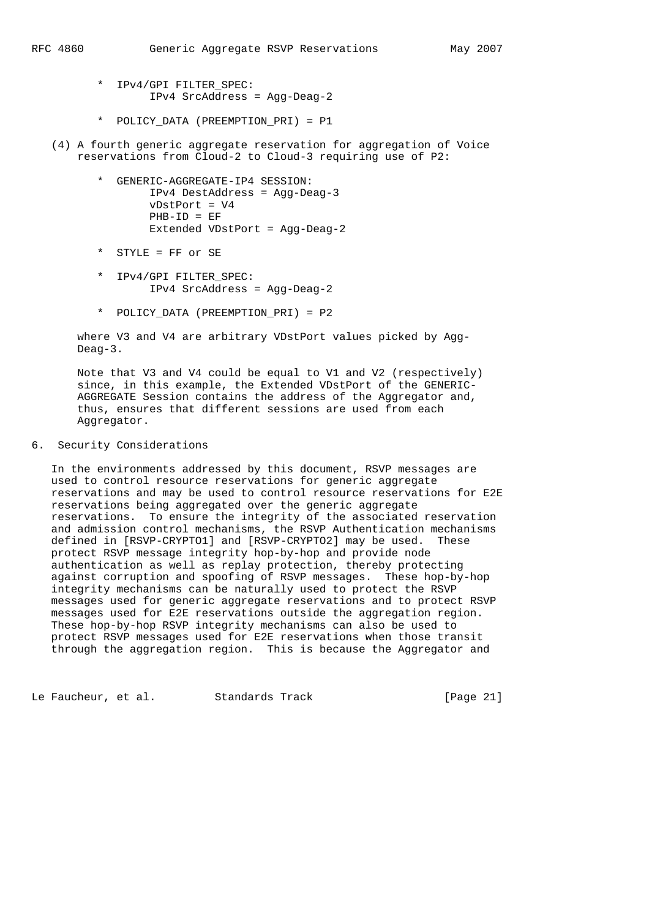* IPv4/GPI FILTER_SPEC:
  IPv4 SrcAddress = Agg-Deag-2

* POLICY_DATA (PREEMPTION_PRI) = P1

(4) A fourth generic aggregate reservation for aggregation of Voice reservations from Cloud-2 to Cloud-3 requiring use of P2:

* GENERIC-AGGREGATE-IP4 SESSION:
  IPv4 DestAddress = Agg-Deag-3
  vDstPort = V4
  PHB-ID = EF
  Extended VDstPort = Agg-Deag-2

* STYLE = FF or SE

* IPv4/GPI FILTER_SPEC:
  IPv4 SrcAddress = Agg-Deag-2

* POLICY_DATA (PREEMPTION_PRI) = P2

where V3 and V4 are arbitrary VDstPort values picked by Agg-Deag-3.

Note that V3 and V4 could be equal to V1 and V2 (respectively) since, in this example, the Extended VDstPort of the GENERIC-AGGREGATE Session contains the address of the Aggregator and, thus, ensures that different sessions are used from each Aggregator.

## 6. Security Considerations

In the environments addressed by this document, RSVP messages are used to control resource reservations for generic aggregate reservations and may be used to control resource reservations for E2E reservations being aggregated over the generic aggregate reservations. To ensure the integrity of the associated reservation and admission control mechanisms, the RSVP Authentication mechanisms defined in [RSVP-CRYPTO1] and [RSVP-CRYPTO2] may be used. These protect RSVP message integrity hop-by-hop and provide node authentication as well as replay protection, thereby protecting against corruption and spoofing of RSVP messages. These hop-by-hop integrity mechanisms can be naturally used to protect the RSVP messages used for generic aggregate reservations and to protect RSVP messages used for E2E reservations outside the aggregation region. These hop-by-hop RSVP integrity mechanisms can also be used to protect RSVP messages used for E2E reservations when those transit through the aggregation region. This is because the Aggregator and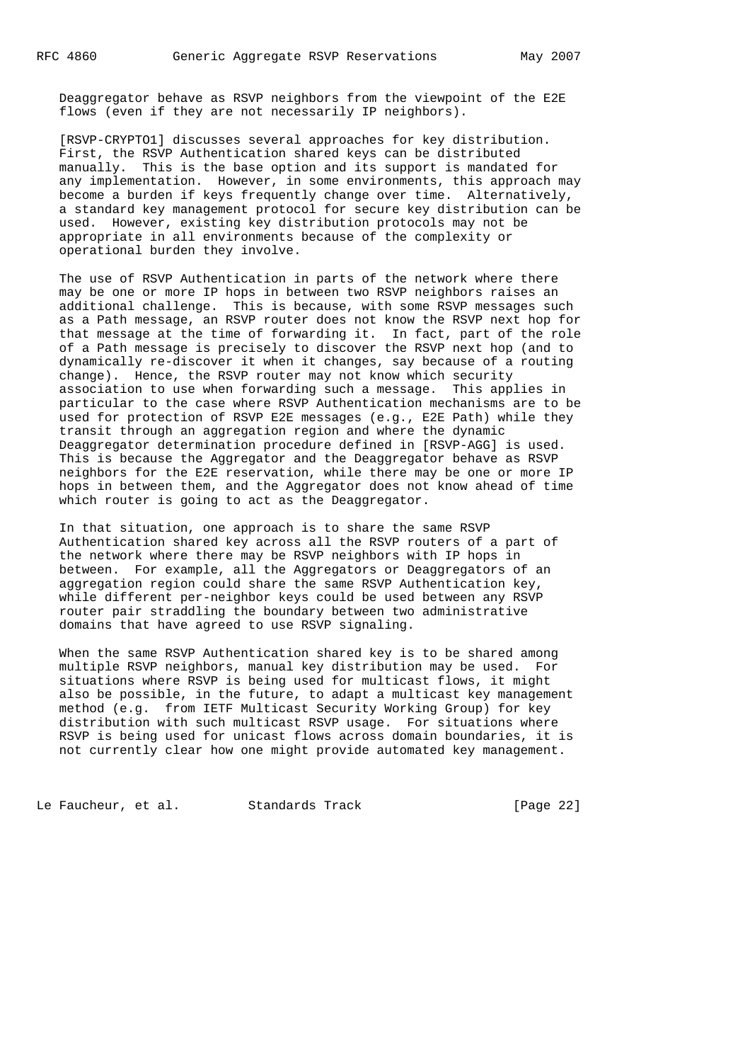Deaggregator behave as RSVP neighbors from the viewpoint of the E2E flows (even if they are not necessarily IP neighbors).

[RSVP-CRYPTO1] discusses several approaches for key distribution. First, the RSVP Authentication shared keys can be distributed manually. This is the base option and its support is mandated for any implementation. However, in some environments, this approach may become a burden if keys frequently change over time. Alternatively, a standard key management protocol for secure key distribution can be used. However, existing key distribution protocols may not be appropriate in all environments because of the complexity or operational burden they involve.

The use of RSVP Authentication in parts of the network where there may be one or more IP hops in between two RSVP neighbors raises an additional challenge. This is because, with some RSVP messages such as a Path message, an RSVP router does not know the RSVP next hop for that message at the time of forwarding it. In fact, part of the role of a Path message is precisely to discover the RSVP next hop (and to dynamically re-discover it when it changes, say because of a routing change). Hence, the RSVP router may not know which security association to use when forwarding such a message. This applies in particular to the case where RSVP Authentication mechanisms are to be used for protection of RSVP E2E messages (e.g., E2E Path) while they transit through an aggregation region and where the dynamic Deaggregator determination procedure defined in [RSVP-AGG] is used. This is because the Aggregator and the Deaggregator behave as RSVP neighbors for the E2E reservation, while there may be one or more IP hops in between them, and the Aggregator does not know ahead of time which router is going to act as the Deaggregator.

In that situation, one approach is to share the same RSVP Authentication shared key across all the RSVP routers of a part of the network where there may be RSVP neighbors with IP hops in between. For example, all the Aggregators or Deaggregators of an aggregation region could share the same RSVP Authentication key, while different per-neighbor keys could be used between any RSVP router pair straddling the boundary between two administrative domains that have agreed to use RSVP signaling.

When the same RSVP Authentication shared key is to be shared among multiple RSVP neighbors, manual key distribution may be used. For situations where RSVP is being used for multicast flows, it might also be possible, in the future, to adapt a multicast key management method (e.g. from IETF Multicast Security Working Group) for key distribution with such multicast RSVP usage. For situations where RSVP is being used for unicast flows across domain boundaries, it is not currently clear how one might provide automated key management.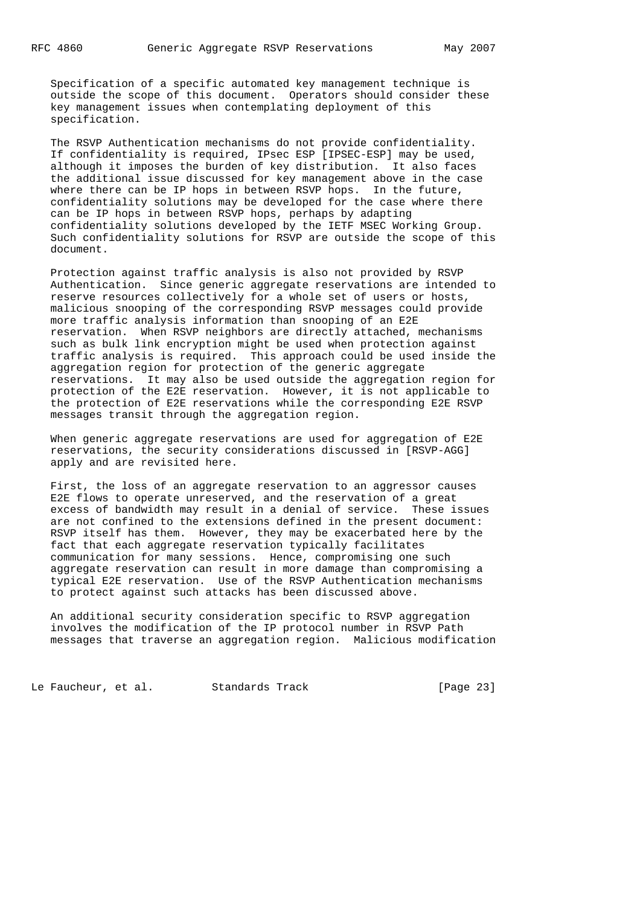Specification of a specific automated key management technique is outside the scope of this document. Operators should consider these key management issues when contemplating deployment of this specification.

The RSVP Authentication mechanisms do not provide confidentiality. If confidentiality is required, IPsec ESP [IPSEC-ESP] may be used, although it imposes the burden of key distribution. It also faces the additional issue discussed for key management above in the case where there can be IP hops in between RSVP hops. In the future, confidentiality solutions may be developed for the case where there can be IP hops in between RSVP hops, perhaps by adapting confidentiality solutions developed by the IETF MSEC Working Group. Such confidentiality solutions for RSVP are outside the scope of this document.

Protection against traffic analysis is also not provided by RSVP Authentication. Since generic aggregate reservations are intended to reserve resources collectively for a whole set of users or hosts, malicious snooping of the corresponding RSVP messages could provide more traffic analysis information than snooping of an E2E reservation. When RSVP neighbors are directly attached, mechanisms such as bulk link encryption might be used when protection against traffic analysis is required. This approach could be used inside the aggregation region for protection of the generic aggregate reservations. It may also be used outside the aggregation region for protection of the E2E reservation. However, it is not applicable to the protection of E2E reservations while the corresponding E2E RSVP messages transit through the aggregation region.

When generic aggregate reservations are used for aggregation of E2E reservations, the security considerations discussed in [RSVP-AGG] apply and are revisited here.

First, the loss of an aggregate reservation to an aggressor causes E2E flows to operate unreserved, and the reservation of a great excess of bandwidth may result in a denial of service. These issues are not confined to the extensions defined in the present document: RSVP itself has them. However, they may be exacerbated here by the fact that each aggregate reservation typically facilitates communication for many sessions. Hence, compromising one such aggregate reservation can result in more damage than compromising a typical E2E reservation. Use of the RSVP Authentication mechanisms to protect against such attacks has been discussed above.

An additional security consideration specific to RSVP aggregation involves the modification of the IP protocol number in RSVP Path messages that traverse an aggregation region. Malicious modification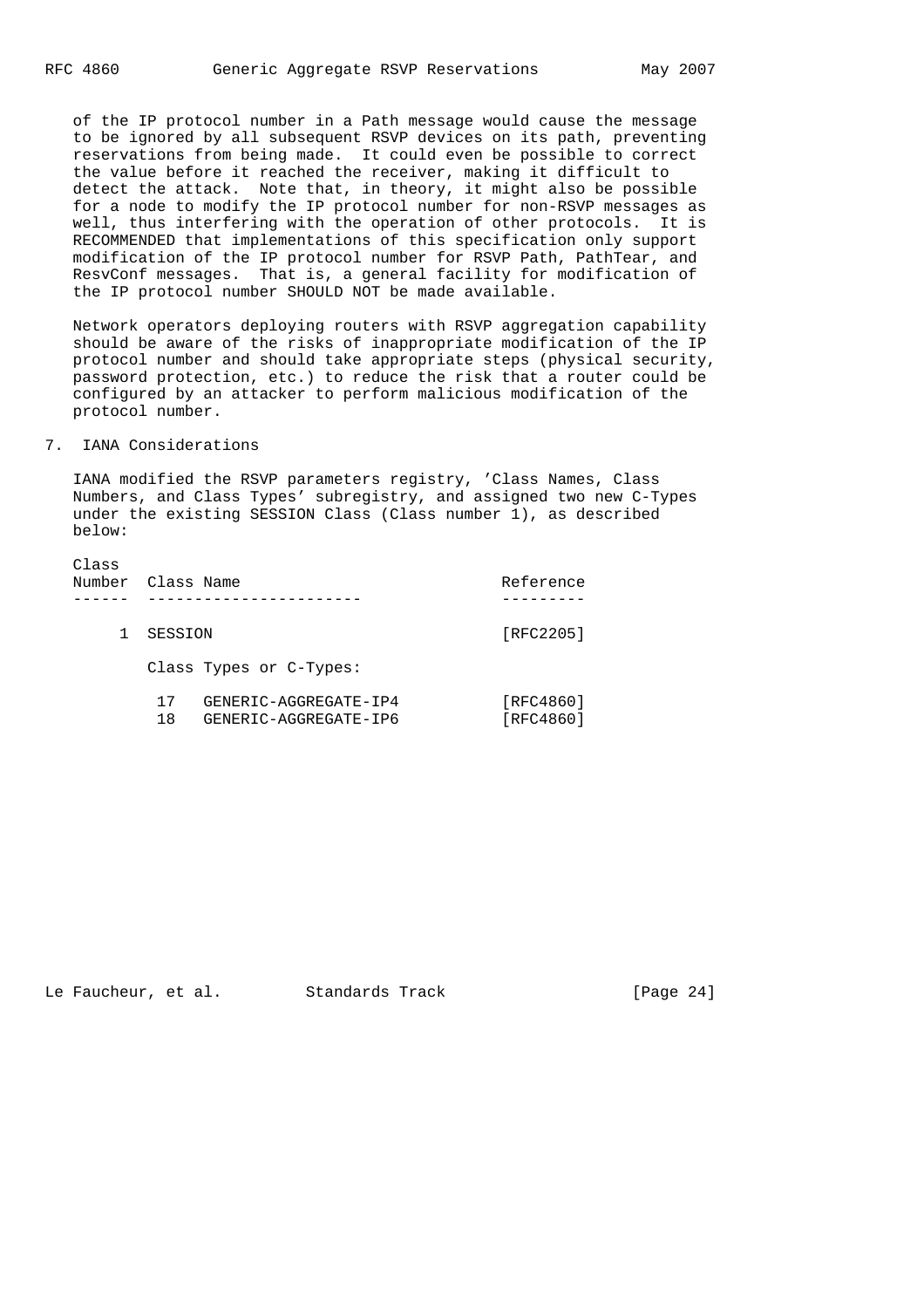of the IP protocol number in a Path message would cause the message to be ignored by all subsequent RSVP devices on its path, preventing reservations from being made. It could even be possible to correct the value before it reached the receiver, making it difficult to detect the attack. Note that, in theory, it might also be possible for a node to modify the IP protocol number for non-RSVP messages as well, thus interfering with the operation of other protocols. It is RECOMMENDED that implementations of this specification only support modification of the IP protocol number for RSVP Path, PathTear, and ResvConf messages. That is, a general facility for modification of the IP protocol number SHOULD NOT be made available.

Network operators deploying routers with RSVP aggregation capability should be aware of the risks of inappropriate modification of the IP protocol number and should take appropriate steps (physical security, password protection, etc.) to reduce the risk that a router could be configured by an attacker to perform malicious modification of the protocol number.

## 7. IANA Considerations

IANA modified the RSVP parameters registry, 'Class Names, Class Numbers, and Class Types' subregistry, and assigned two new C-Types under the existing SESSION Class (Class number 1), as described below:

```
Class
Number  Class Name                         Reference
------  -----------------------            ---------

     1  SESSION                            [RFC2205]

        Class Types or C-Types:

         17    GENERIC-AGGREGATE-IP4       [RFC4860]
         18    GENERIC-AGGREGATE-IP6       [RFC4860]
```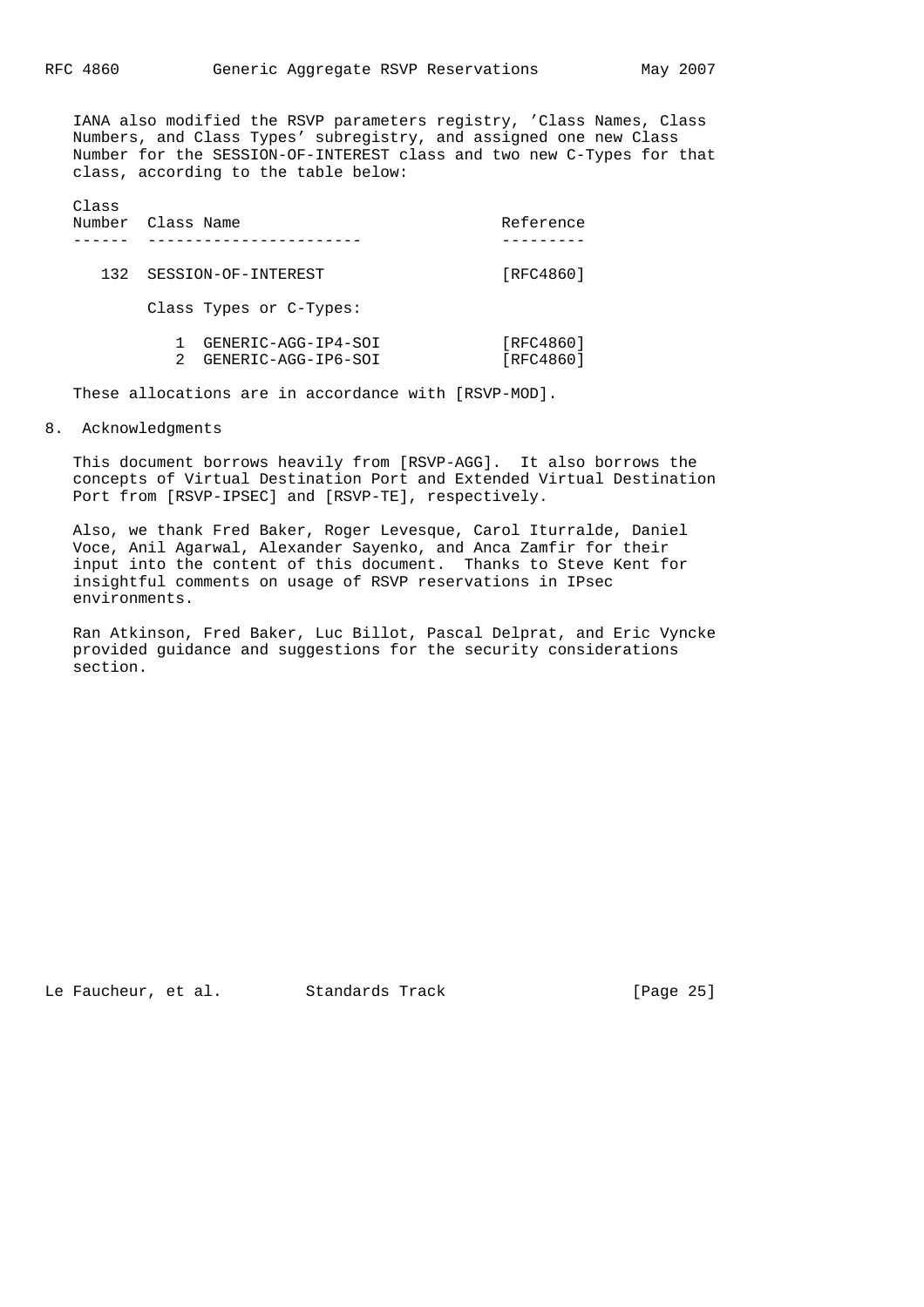IANA also modified the RSVP parameters registry, 'Class Names, Class Numbers, and Class Types' subregistry, and assigned one new Class Number for the SESSION-OF-INTEREST class and two new C-Types for that class, according to the table below:

| Class Number | Class Name | Reference |
|---|---|---|
| 132 | SESSION-OF-INTEREST | [RFC4860] |
| | Class Types or C-Types: | |
| | 1 GENERIC-AGG-IP4-SOI | [RFC4860] |
| | 2 GENERIC-AGG-IP6-SOI | [RFC4860] |

These allocations are in accordance with [RSVP-MOD].

## 8. Acknowledgments

This document borrows heavily from [RSVP-AGG]. It also borrows the concepts of Virtual Destination Port and Extended Virtual Destination Port from [RSVP-IPSEC] and [RSVP-TE], respectively.

Also, we thank Fred Baker, Roger Levesque, Carol Iturralde, Daniel Voce, Anil Agarwal, Alexander Sayenko, and Anca Zamfir for their input into the content of this document. Thanks to Steve Kent for insightful comments on usage of RSVP reservations in IPsec environments.

Ran Atkinson, Fred Baker, Luc Billot, Pascal Delprat, and Eric Vyncke provided guidance and suggestions for the security considerations section.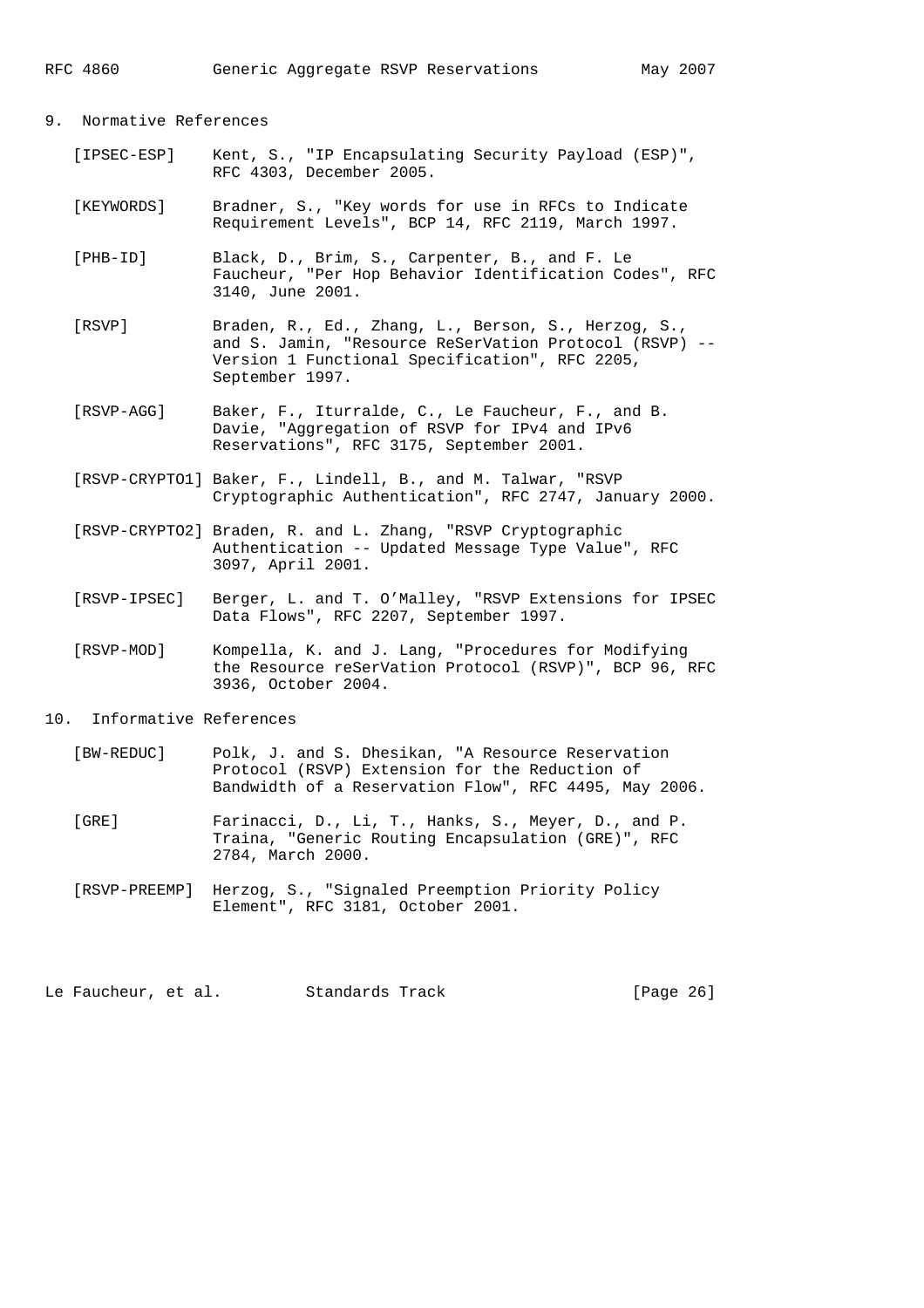## 9. Normative References

[IPSEC-ESP] Kent, S., "IP Encapsulating Security Payload (ESP)", RFC 4303, December 2005.

[KEYWORDS] Bradner, S., "Key words for use in RFCs to Indicate Requirement Levels", BCP 14, RFC 2119, March 1997.

[PHB-ID] Black, D., Brim, S., Carpenter, B., and F. Le Faucheur, "Per Hop Behavior Identification Codes", RFC 3140, June 2001.

[RSVP] Braden, R., Ed., Zhang, L., Berson, S., Herzog, S., and S. Jamin, "Resource ReSerVation Protocol (RSVP) -- Version 1 Functional Specification", RFC 2205, September 1997.

[RSVP-AGG] Baker, F., Iturralde, C., Le Faucheur, F., and B. Davie, "Aggregation of RSVP for IPv4 and IPv6 Reservations", RFC 3175, September 2001.

[RSVP-CRYPTO1] Baker, F., Lindell, B., and M. Talwar, "RSVP Cryptographic Authentication", RFC 2747, January 2000.

[RSVP-CRYPTO2] Braden, R. and L. Zhang, "RSVP Cryptographic Authentication -- Updated Message Type Value", RFC 3097, April 2001.

[RSVP-IPSEC] Berger, L. and T. O'Malley, "RSVP Extensions for IPSEC Data Flows", RFC 2207, September 1997.

[RSVP-MOD] Kompella, K. and J. Lang, "Procedures for Modifying the Resource reSerVation Protocol (RSVP)", BCP 96, RFC 3936, October 2004.

## 10. Informative References

[BW-REDUC] Polk, J. and S. Dhesikan, "A Resource Reservation Protocol (RSVP) Extension for the Reduction of Bandwidth of a Reservation Flow", RFC 4495, May 2006.

[GRE] Farinacci, D., Li, T., Hanks, S., Meyer, D., and P. Traina, "Generic Routing Encapsulation (GRE)", RFC 2784, March 2000.

[RSVP-PREEMP] Herzog, S., "Signaled Preemption Priority Policy Element", RFC 3181, October 2001.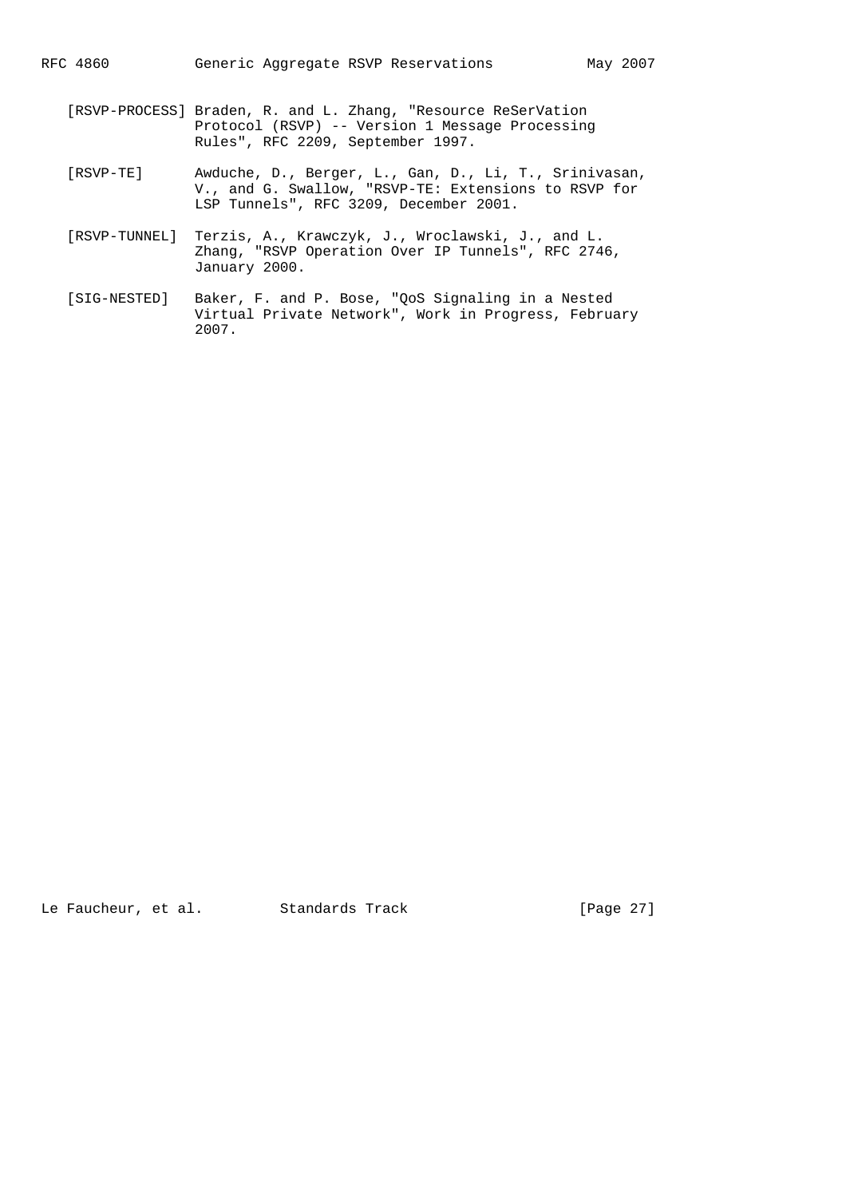[RSVP-PROCESS] Braden, R. and L. Zhang, "Resource ReSerVation Protocol (RSVP) -- Version 1 Message Processing Rules", RFC 2209, September 1997.

[RSVP-TE] Awduche, D., Berger, L., Gan, D., Li, T., Srinivasan, V., and G. Swallow, "RSVP-TE: Extensions to RSVP for LSP Tunnels", RFC 3209, December 2001.

[RSVP-TUNNEL] Terzis, A., Krawczyk, J., Wroclawski, J., and L. Zhang, "RSVP Operation Over IP Tunnels", RFC 2746, January 2000.

[SIG-NESTED] Baker, F. and P. Bose, "QoS Signaling in a Nested Virtual Private Network", Work in Progress, February 2007.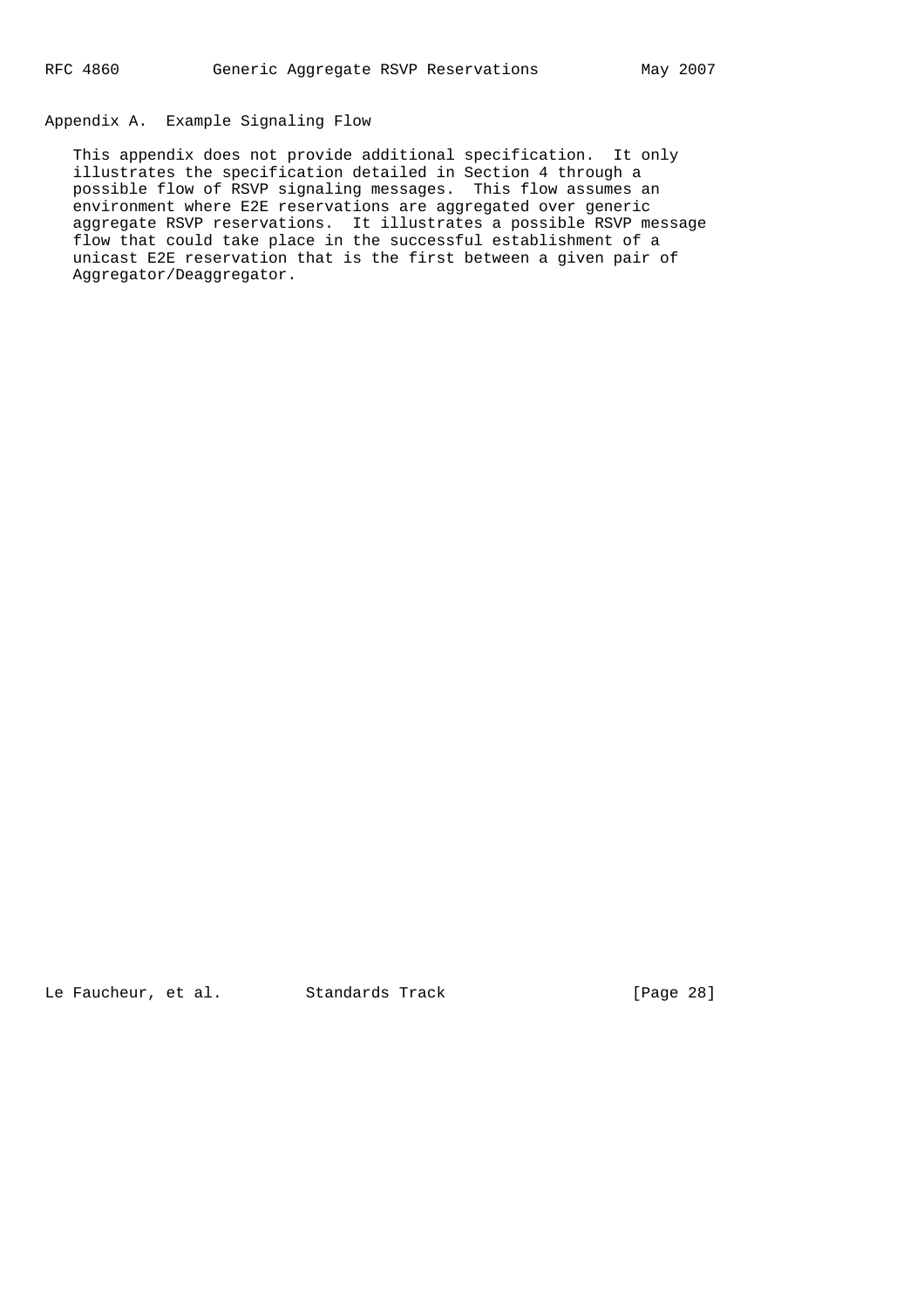## Appendix A. Example Signaling Flow

This appendix does not provide additional specification. It only illustrates the specification detailed in Section 4 through a possible flow of RSVP signaling messages. This flow assumes an environment where E2E reservations are aggregated over generic aggregate RSVP reservations. It illustrates a possible RSVP message flow that could take place in the successful establishment of a unicast E2E reservation that is the first between a given pair of Aggregator/Deaggregator.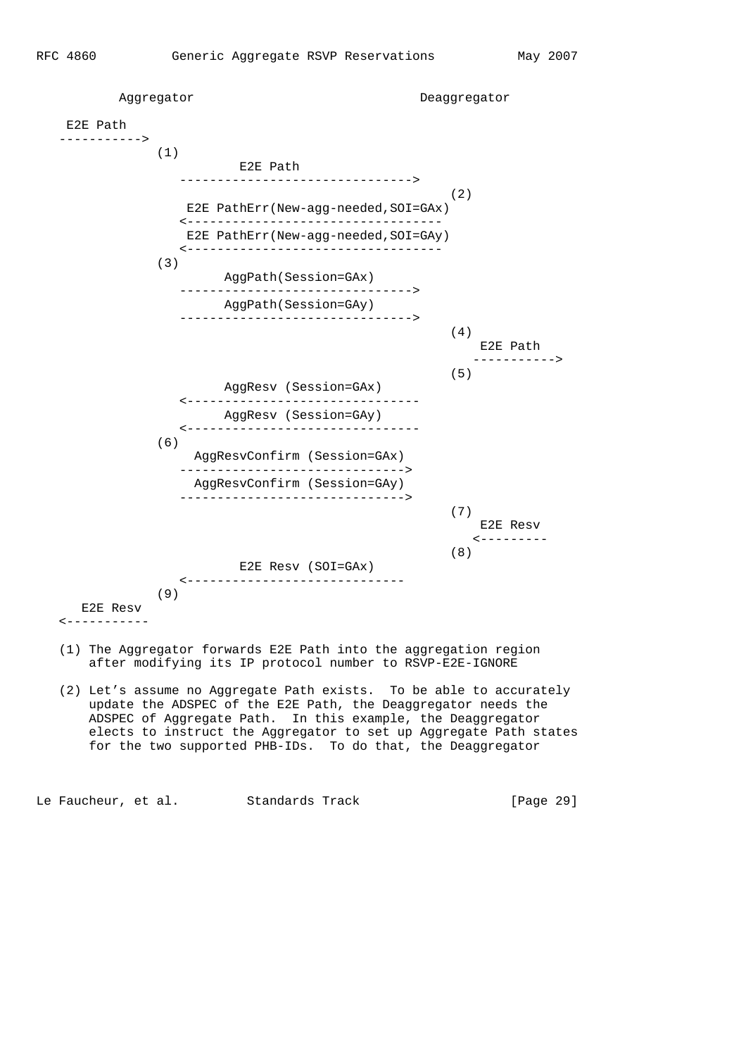```
          Aggregator                                  Deaggregator

    E2E Path
   ----------->
              (1)
                         E2E Path
                 ------------------------------->
                                                       (2)
                  E2E PathErr(New-agg-needed,SOI=GAx)
                 <-----------------------------------
                  E2E PathErr(New-agg-needed,SOI=GAy)
                 <-----------------------------------
              (3)
                       AggPath(Session=GAx)
                 ------------------------------->
                       AggPath(Session=GAy)
                 ------------------------------->
                                                       (4)
                                                           E2E Path
                                                          ----------->
                                                       (5)
                       AggResv (Session=GAx)
                 <-------------------------------
                       AggResv (Session=GAy)
                 <-------------------------------
              (6)
                   AggResvConfirm (Session=GAx)
                 ------------------------------>
                   AggResvConfirm (Session=GAy)
                 ------------------------------>
                                                       (7)
                                                           E2E Resv
                                                          <---------
                                                       (8)
                         E2E Resv (SOI=GAx)
                 <-----------------------------
              (9)
      E2E Resv
   <-----------
```

(1) The Aggregator forwards E2E Path into the aggregation region after modifying its IP protocol number to RSVP-E2E-IGNORE

(2) Let's assume no Aggregate Path exists. To be able to accurately update the ADSPEC of the E2E Path, the Deaggregator needs the ADSPEC of Aggregate Path. In this example, the Deaggregator elects to instruct the Aggregator to set up Aggregate Path states for the two supported PHB-IDs. To do that, the Deaggregator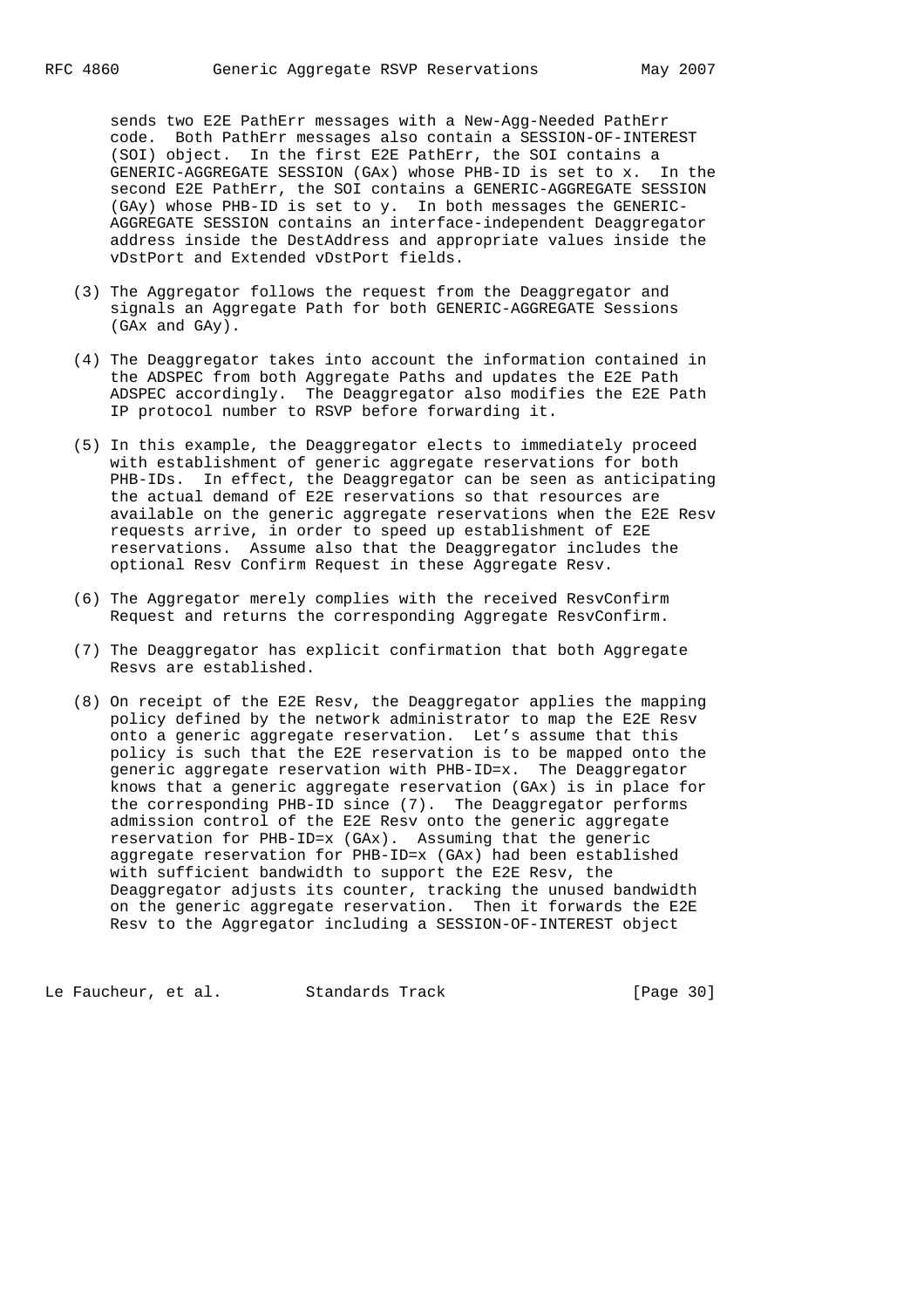sends two E2E PathErr messages with a New-Agg-Needed PathErr code. Both PathErr messages also contain a SESSION-OF-INTEREST (SOI) object. In the first E2E PathErr, the SOI contains a GENERIC-AGGREGATE SESSION (GAx) whose PHB-ID is set to x. In the second E2E PathErr, the SOI contains a GENERIC-AGGREGATE SESSION (GAy) whose PHB-ID is set to y. In both messages the GENERIC-AGGREGATE SESSION contains an interface-independent Deaggregator address inside the DestAddress and appropriate values inside the vDstPort and Extended vDstPort fields.

(3) The Aggregator follows the request from the Deaggregator and signals an Aggregate Path for both GENERIC-AGGREGATE Sessions (GAx and GAy).

(4) The Deaggregator takes into account the information contained in the ADSPEC from both Aggregate Paths and updates the E2E Path ADSPEC accordingly. The Deaggregator also modifies the E2E Path IP protocol number to RSVP before forwarding it.

(5) In this example, the Deaggregator elects to immediately proceed with establishment of generic aggregate reservations for both PHB-IDs. In effect, the Deaggregator can be seen as anticipating the actual demand of E2E reservations so that resources are available on the generic aggregate reservations when the E2E Resv requests arrive, in order to speed up establishment of E2E reservations. Assume also that the Deaggregator includes the optional Resv Confirm Request in these Aggregate Resv.

(6) The Aggregator merely complies with the received ResvConfirm Request and returns the corresponding Aggregate ResvConfirm.

(7) The Deaggregator has explicit confirmation that both Aggregate Resvs are established.

(8) On receipt of the E2E Resv, the Deaggregator applies the mapping policy defined by the network administrator to map the E2E Resv onto a generic aggregate reservation. Let's assume that this policy is such that the E2E reservation is to be mapped onto the generic aggregate reservation with PHB-ID=x. The Deaggregator knows that a generic aggregate reservation (GAx) is in place for the corresponding PHB-ID since (7). The Deaggregator performs admission control of the E2E Resv onto the generic aggregate reservation for PHB-ID=x (GAx). Assuming that the generic aggregate reservation for PHB-ID=x (GAx) had been established with sufficient bandwidth to support the E2E Resv, the Deaggregator adjusts its counter, tracking the unused bandwidth on the generic aggregate reservation. Then it forwards the E2E Resv to the Aggregator including a SESSION-OF-INTEREST object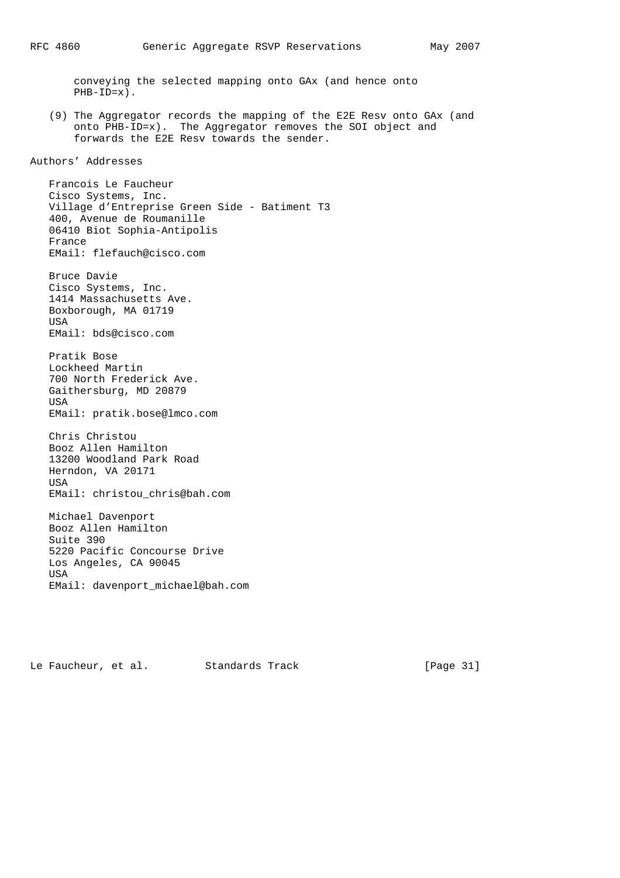conveying the selected mapping onto GAx (and hence onto PHB-ID=x).

(9) The Aggregator records the mapping of the E2E Resv onto GAx (and onto PHB-ID=x). The Aggregator removes the SOI object and forwards the E2E Resv towards the sender.

## Authors' Addresses

Francois Le Faucheur
Cisco Systems, Inc.
Village d'Entreprise Green Side - Batiment T3
400, Avenue de Roumanille
06410 Biot Sophia-Antipolis
France
EMail: flefauch@cisco.com

Bruce Davie
Cisco Systems, Inc.
1414 Massachusetts Ave.
Boxborough, MA 01719
USA
EMail: bds@cisco.com

Pratik Bose
Lockheed Martin
700 North Frederick Ave.
Gaithersburg, MD 20879
USA
EMail: pratik.bose@lmco.com

Chris Christou
Booz Allen Hamilton
13200 Woodland Park Road
Herndon, VA 20171
USA
EMail: christou_chris@bah.com

Michael Davenport
Booz Allen Hamilton
Suite 390
5220 Pacific Concourse Drive
Los Angeles, CA 90045
USA
EMail: davenport_michael@bah.com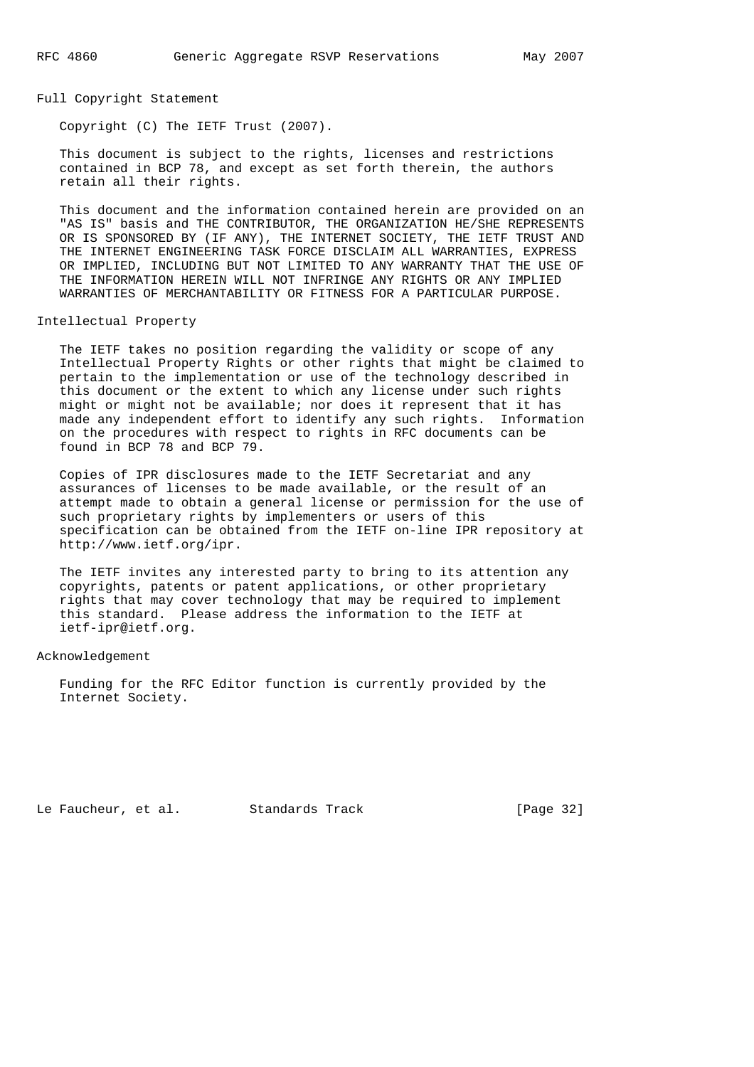## Full Copyright Statement

Copyright (C) The IETF Trust (2007).

This document is subject to the rights, licenses and restrictions contained in BCP 78, and except as set forth therein, the authors retain all their rights.

This document and the information contained herein are provided on an "AS IS" basis and THE CONTRIBUTOR, THE ORGANIZATION HE/SHE REPRESENTS OR IS SPONSORED BY (IF ANY), THE INTERNET SOCIETY, THE IETF TRUST AND THE INTERNET ENGINEERING TASK FORCE DISCLAIM ALL WARRANTIES, EXPRESS OR IMPLIED, INCLUDING BUT NOT LIMITED TO ANY WARRANTY THAT THE USE OF THE INFORMATION HEREIN WILL NOT INFRINGE ANY RIGHTS OR ANY IMPLIED WARRANTIES OF MERCHANTABILITY OR FITNESS FOR A PARTICULAR PURPOSE.

## Intellectual Property

The IETF takes no position regarding the validity or scope of any Intellectual Property Rights or other rights that might be claimed to pertain to the implementation or use of the technology described in this document or the extent to which any license under such rights might or might not be available; nor does it represent that it has made any independent effort to identify any such rights. Information on the procedures with respect to rights in RFC documents can be found in BCP 78 and BCP 79.

Copies of IPR disclosures made to the IETF Secretariat and any assurances of licenses to be made available, or the result of an attempt made to obtain a general license or permission for the use of such proprietary rights by implementers or users of this specification can be obtained from the IETF on-line IPR repository at http://www.ietf.org/ipr.

The IETF invites any interested party to bring to its attention any copyrights, patents or patent applications, or other proprietary rights that may cover technology that may be required to implement this standard. Please address the information to the IETF at ietf-ipr@ietf.org.

## Acknowledgement

Funding for the RFC Editor function is currently provided by the Internet Society.